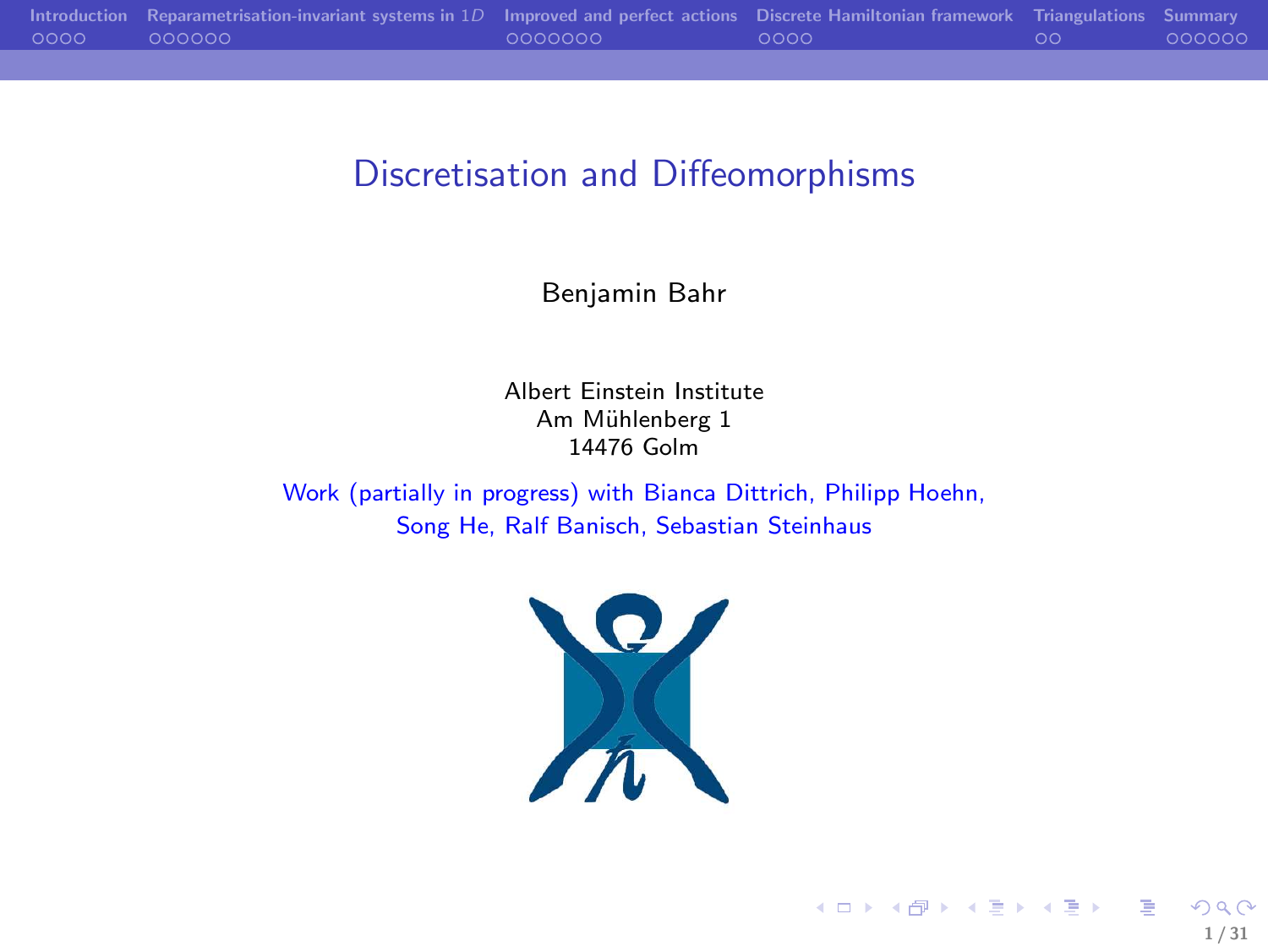# Discretisation and Diffeomorphisms

Benjamin Bahr

Albert Einstein Institute
Am Mühlenberg 1
14476 Golm

Work (partially in progress) with Bianca Dittrich, Philipp Hoehn, Song He, Ralf Banisch, Sebastian Steinhaus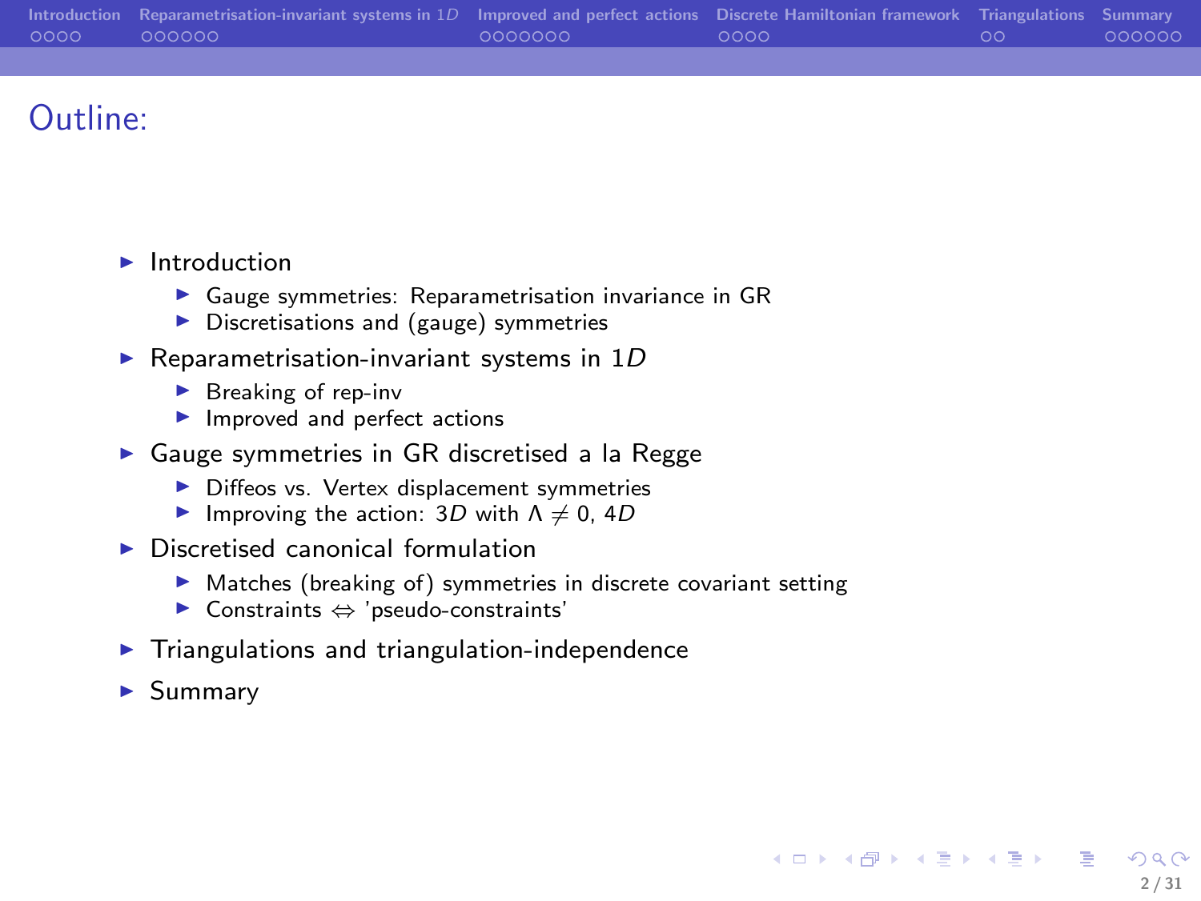## Outline:

- Introduction
  - Gauge symmetries: Reparametrisation invariance in GR
  - Discretisations and (gauge) symmetries
- Reparametrisation-invariant systems in $1D$
  - Breaking of rep-inv
  - Improved and perfect actions
- Gauge symmetries in GR discretised a la Regge
  - Diffeos vs. Vertex displacement symmetries
  - Improving the action: $3D$ with $\Lambda \neq 0$, $4D$
- Discretised canonical formulation
  - Matches (breaking of) symmetries in discrete covariant setting
  - Constraints $\Leftrightarrow$ 'pseudo-constraints'
- Triangulations and triangulation-independence
- Summary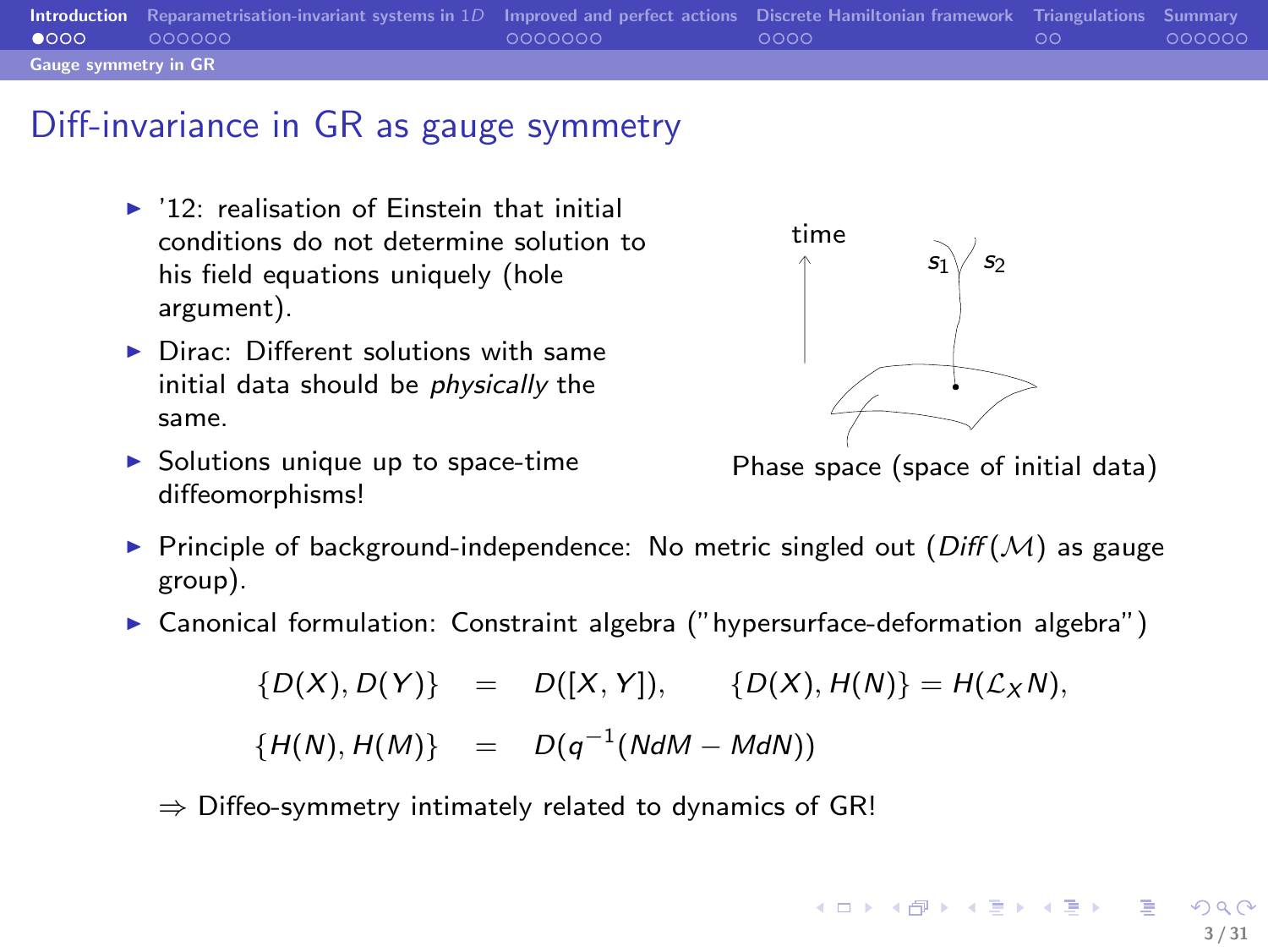## Diff-invariance in GR as gauge symmetry

- '12: realisation of Einstein that initial conditions do not determine solution to his field equations uniquely (hole argument).
- Dirac: Different solutions with same initial data should be *physically* the same.
- Solutions unique up to space-time diffeomorphisms!

time

$s_1$ $s_2$

Phase space (space of initial data)

- Principle of background-independence: No metric singled out ($Diff(\mathcal{M})$ as gauge group).
- Canonical formulation: Constraint algebra ("hypersurface-deformation algebra")

$$
\begin{aligned}
\{D(X), D(Y)\} &= D([X,Y]), \qquad \{D(X), H(N)\} = H(\mathcal{L}_X N), \\
\{H(N), H(M)\} &= D(q^{-1}(NdM - MdN))
\end{aligned}
$$

$\Rightarrow$ Diffeo-symmetry intimately related to dynamics of GR!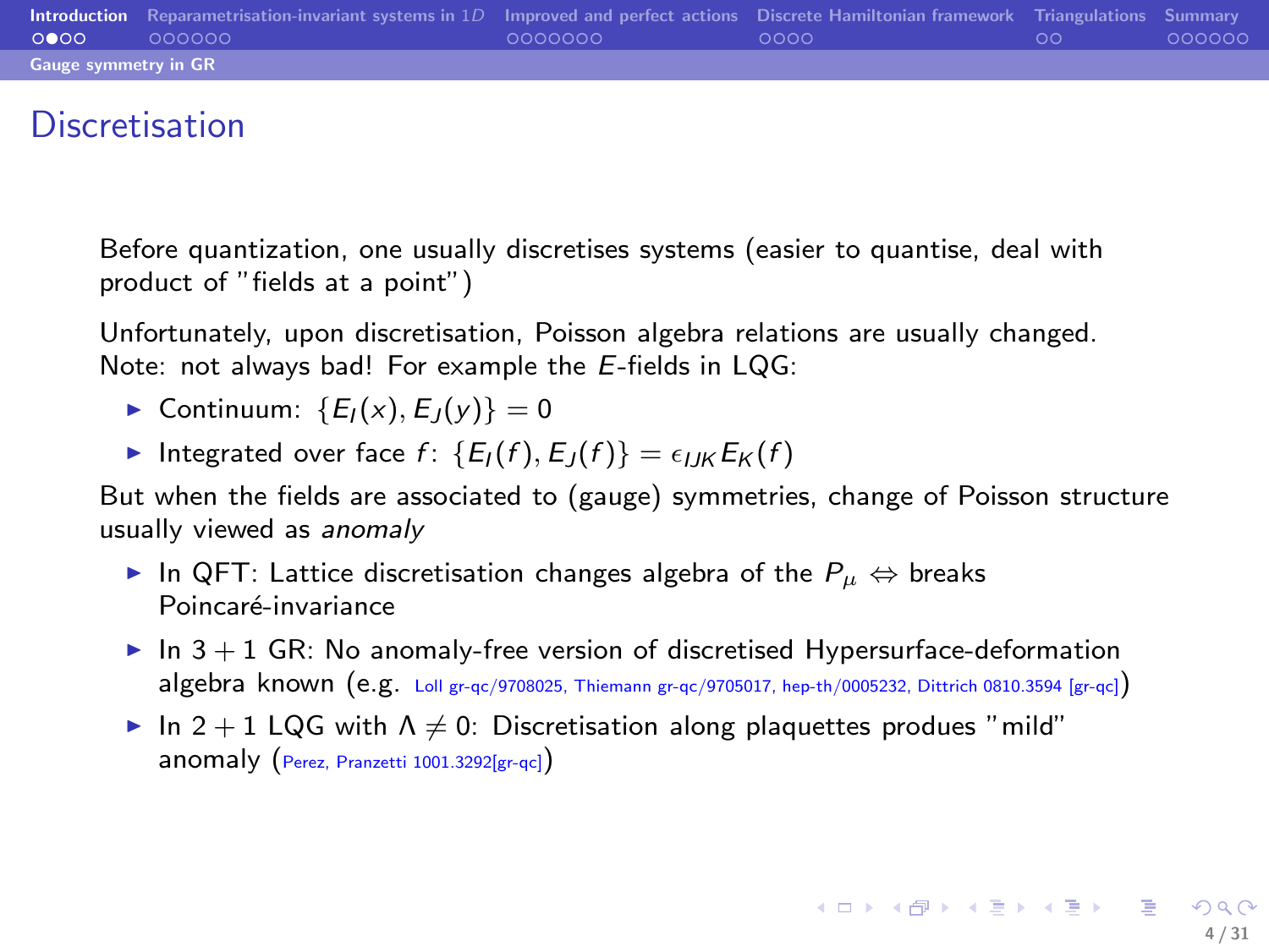# Discretisation

Before quantization, one usually discretises systems (easier to quantise, deal with product of "fields at a point")

Unfortunately, upon discretisation, Poisson algebra relations are usually changed. Note: not always bad! For example the $E$-fields in LQG:

- Continuum: $\{E_I(x), E_J(y)\} = 0$
- Integrated over face $f$: $\{E_I(f), E_J(f)\} = \epsilon_{IJK} E_K(f)$

But when the fields are associated to (gauge) symmetries, change of Poisson structure usually viewed as *anomaly*

- In QFT: Lattice discretisation changes algebra of the $P_\mu \Leftrightarrow$ breaks Poincaré-invariance
- In $3+1$ GR: No anomaly-free version of discretised Hypersurface-deformation algebra known (e.g. Loll gr-qc/9708025, Thiemann gr-qc/9705017, hep-th/0005232, Dittrich 0810.3594 [gr-qc])
- In $2+1$ LQG with $\Lambda \neq 0$: Discretisation along plaquettes produes "mild" anomaly (Perez, Pranzetti 1001.3292[gr-qc])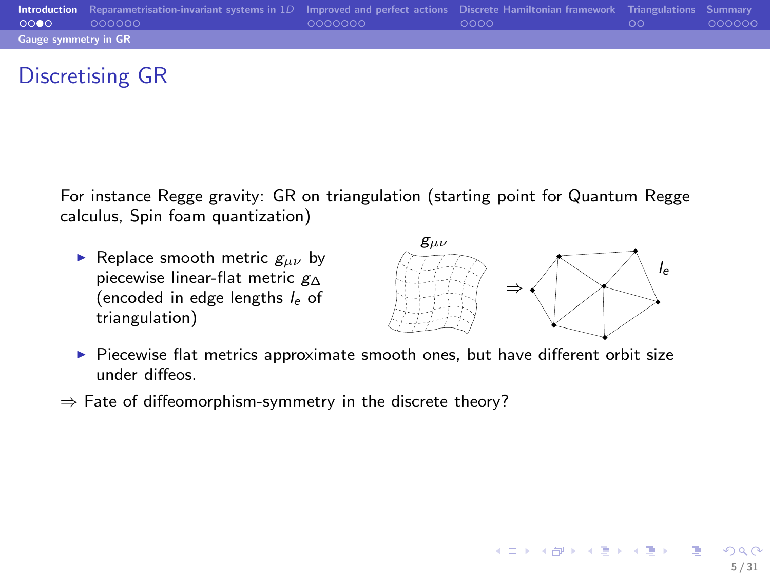# Discretising GR

For instance Regge gravity: GR on triangulation (starting point for Quantum Regge calculus, Spin foam quantization)

- Replace smooth metric $g_{\mu\nu}$ by piecewise linear-flat metric $g_{\Delta}$ (encoded in edge lengths $l_e$ of triangulation)
- Piecewise flat metrics approximate smooth ones, but have different orbit size under diffeos.

$\Rightarrow$ Fate of diffeomorphism-symmetry in the discrete theory?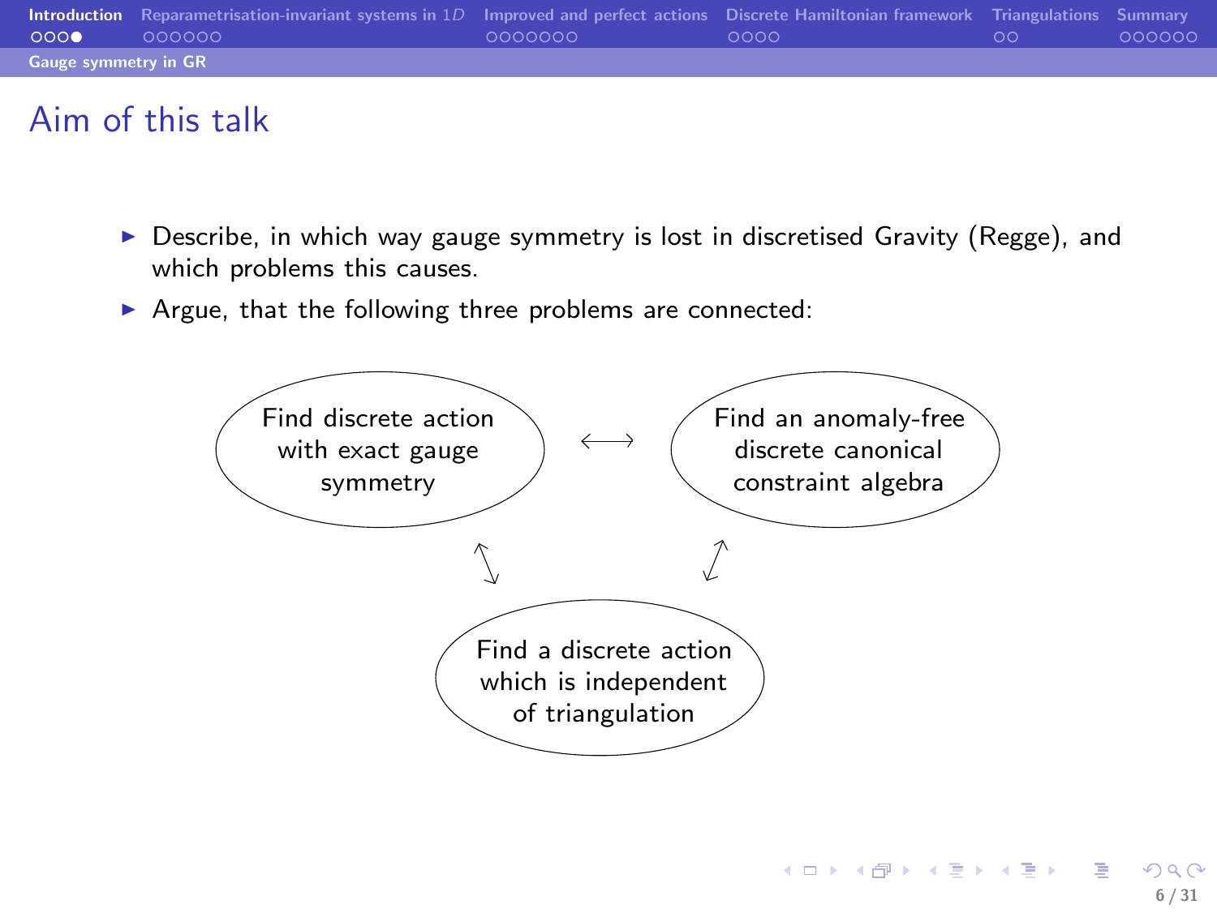## Aim of this talk

- Describe, in which way gauge symmetry is lost in discretised Gravity (Regge), and which problems this causes.
- Argue, that the following three problems are connected:

Find discrete action with exact gauge symmetry ⟷ Find an anomaly-free discrete canonical constraint algebra

Find discrete action with exact gauge symmetry ⟷ Find a discrete action which is independent of triangulation

Find an anomaly-free discrete canonical constraint algebra ⟷ Find a discrete action which is independent of triangulation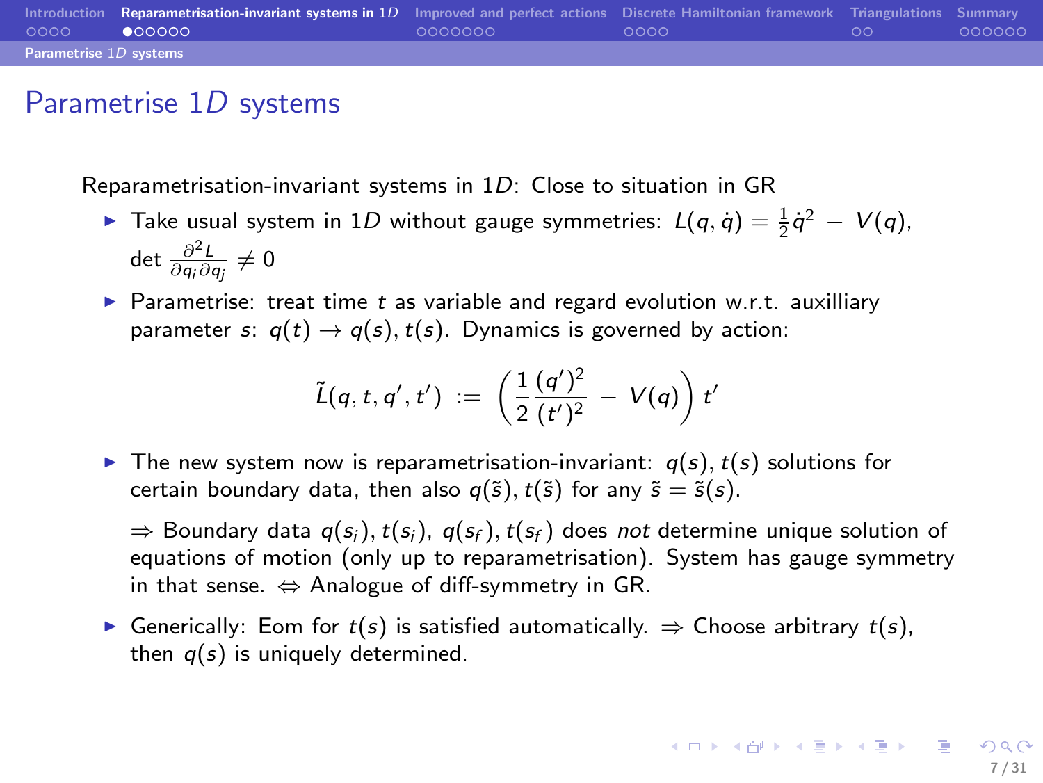# Parametrise $1D$ systems

Reparametrisation-invariant systems in $1D$: Close to situation in GR

- Take usual system in $1D$ without gauge symmetries: $L(q, \dot{q}) = \frac{1}{2}\dot{q}^2 - V(q)$, $\det \frac{\partial^2 L}{\partial q_i \partial q_j} \neq 0$
- Parametrise: treat time $t$ as variable and regard evolution w.r.t. auxilliary parameter $s$: $q(t) \to q(s), t(s)$. Dynamics is governed by action:

$$\tilde{L}(q, t, q', t') := \left( \frac{1}{2} \frac{(q')^2}{(t')^2} - V(q) \right) t'$$

- The new system now is reparametrisation-invariant: $q(s), t(s)$ solutions for certain boundary data, then also $q(\tilde{s}), t(\tilde{s})$ for any $\tilde{s} = \tilde{s}(s)$.

  $\Rightarrow$ Boundary data $q(s_i), t(s_i)$, $q(s_f), t(s_f)$ does *not* determine unique solution of equations of motion (only up to reparametrisation). System has gauge symmetry in that sense. $\Leftrightarrow$ Analogue of diff-symmetry in GR.

- Generically: Eom for $t(s)$ is satisfied automatically. $\Rightarrow$ Choose arbitrary $t(s)$, then $q(s)$ is uniquely determined.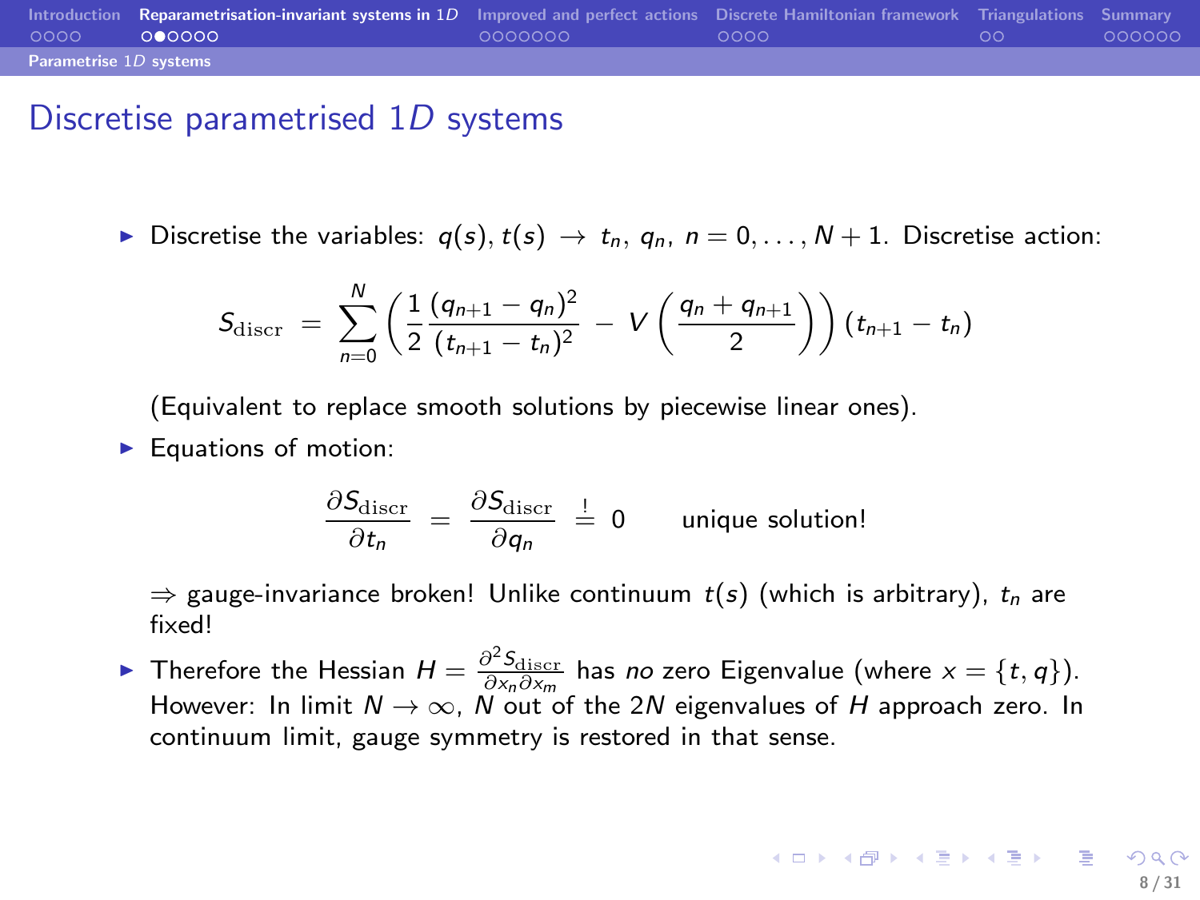# Discretise parametrised $1D$ systems

- Discretise the variables: $q(s), t(s) \;\to\; t_n,\, q_n,\; n = 0, \ldots, N+1$. Discretise action:

$$S_{\text{discr}} \;=\; \sum_{n=0}^{N} \left( \frac{1}{2} \frac{(q_{n+1} - q_n)^2}{(t_{n+1} - t_n)^2} \;-\; V\left( \frac{q_n + q_{n+1}}{2} \right) \right) (t_{n+1} - t_n)$$

  (Equivalent to replace smooth solutions by piecewise linear ones).

- Equations of motion:

$$\frac{\partial S_{\text{discr}}}{\partial t_n} \;=\; \frac{\partial S_{\text{discr}}}{\partial q_n} \;\overset{!}{=}\; 0 \qquad \text{unique solution!}$$

  $\Rightarrow$ gauge-invariance broken! Unlike continuum $t(s)$ (which is arbitrary), $t_n$ are fixed!

- Therefore the Hessian $H = \frac{\partial^2 S_{\text{discr}}}{\partial x_n \partial x_m}$ has *no* zero Eigenvalue (where $x = \{t, q\}$). However: In limit $N \to \infty$, $N$ out of the $2N$ eigenvalues of $H$ approach zero. In continuum limit, gauge symmetry is restored in that sense.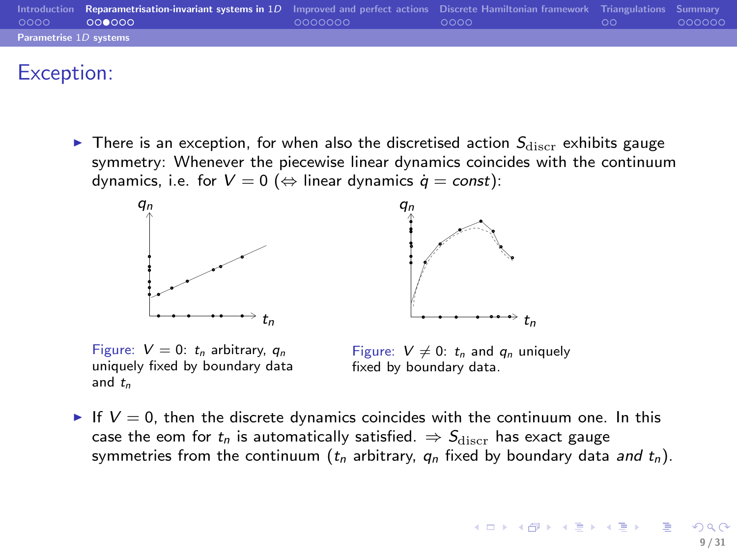# Exception:

- There is an exception, for when also the discretised action $S_{\mathrm{discr}}$ exhibits gauge symmetry: Whenever the piecewise linear dynamics coincides with the continuum dynamics, i.e. for $V = 0$ ($\Leftrightarrow$ linear dynamics $\dot{q} = const$):

Figure: $V = 0$: $t_n$ arbitrary, $q_n$ uniquely fixed by boundary data and $t_n$

Figure: $V \neq 0$: $t_n$ and $q_n$ uniquely fixed by boundary data.

- If $V = 0$, then the discrete dynamics coincides with the continuum one. In this case the eom for $t_n$ is automatically satisfied. $\Rightarrow$ $S_{\mathrm{discr}}$ has exact gauge symmetries from the continuum ($t_n$ arbitrary, $q_n$ fixed by boundary data *and* $t_n$).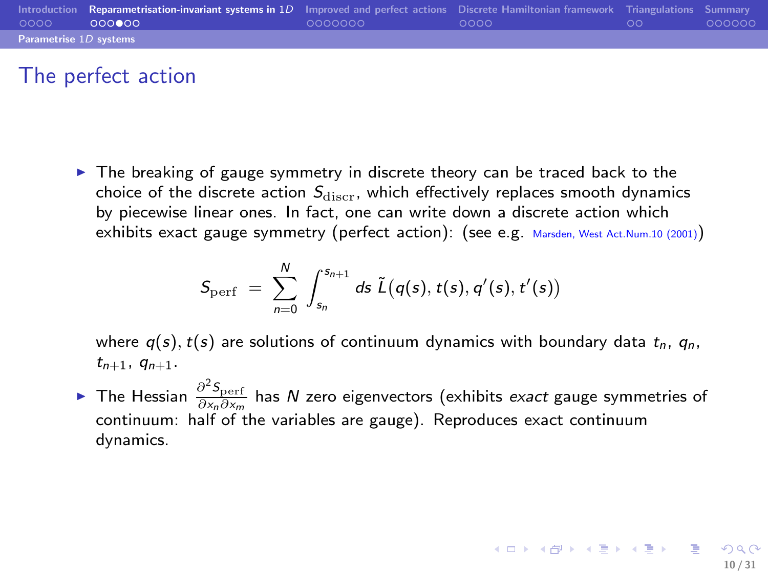# The perfect action

- The breaking of gauge symmetry in discrete theory can be traced back to the choice of the discrete action $S_{\text{discr}}$, which effectively replaces smooth dynamics by piecewise linear ones. In fact, one can write down a discrete action which exhibits exact gauge symmetry (perfect action): (see e.g. Marsden, West Act.Num.10 (2001))

$$S_{\text{perf}} = \sum_{n=0}^{N} \int_{s_n}^{s_{n+1}} ds\, \tilde{L}(q(s), t(s), q'(s), t'(s))$$

where $q(s)$, $t(s)$ are solutions of continuum dynamics with boundary data $t_n$, $q_n$, $t_{n+1}$, $q_{n+1}$.

- The Hessian $\frac{\partial^2 S_{\text{perf}}}{\partial x_n \partial x_m}$ has $N$ zero eigenvectors (exhibits *exact* gauge symmetries of continuum: half of the variables are gauge). Reproduces exact continuum dynamics.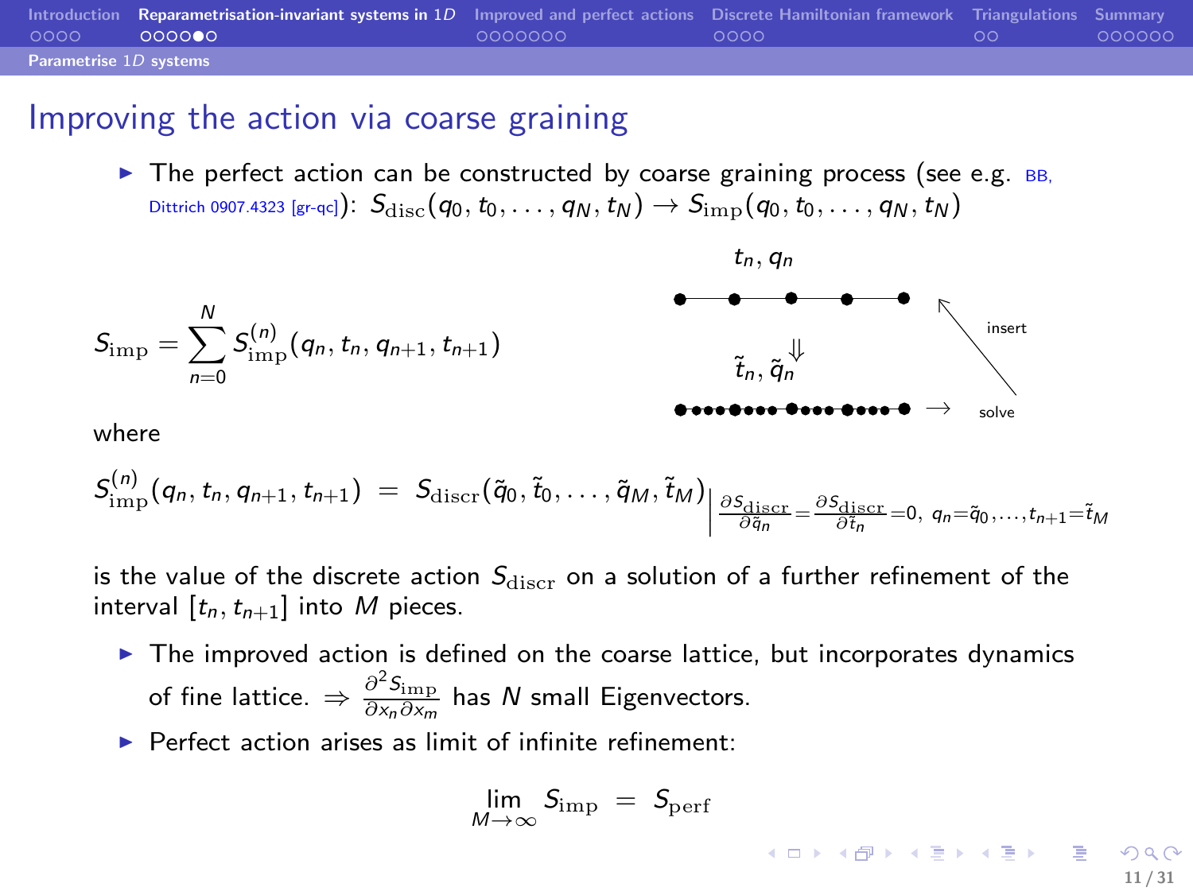## Improving the action via coarse graining

- The perfect action can be constructed by coarse graining process (see e.g. BB, Dittrich 0907.4323 [gr-qc]): $S_{\rm disc}(q_0, t_0, \ldots, q_N, t_N) \to S_{\rm imp}(q_0, t_0, \ldots, q_N, t_N)$

$$S_{\rm imp} = \sum_{n=0}^{N} S^{(n)}_{\rm imp}(q_n, t_n, q_{n+1}, t_{n+1})$$

$t_n, q_n$ — insert

$\Downarrow$

$\tilde{t}_n, \tilde{q}_n$ $\to$ solve

where

$$S^{(n)}_{\rm imp}(q_n, t_n, q_{n+1}, t_{n+1}) \;=\; S_{\rm discr}(\tilde{q}_0, \tilde{t}_0, \ldots, \tilde{q}_M, \tilde{t}_M)\Big|_{\frac{\partial S_{\rm discr}}{\partial \tilde{q}_n} = \frac{\partial S_{\rm discr}}{\partial \tilde{t}_n} = 0,\; q_n = \tilde{q}_0, \ldots, t_{n+1} = \tilde{t}_M}$$

is the value of the discrete action $S_{\rm discr}$ on a solution of a further refinement of the interval $[t_n, t_{n+1}]$ into $M$ pieces.

- The improved action is defined on the coarse lattice, but incorporates dynamics of fine lattice. $\Rightarrow \frac{\partial^2 S_{\rm imp}}{\partial x_n \partial x_m}$ has $N$ small Eigenvectors.
- Perfect action arises as limit of infinite refinement:

$$\lim_{M\to\infty} S_{\rm imp} \;=\; S_{\rm perf}$$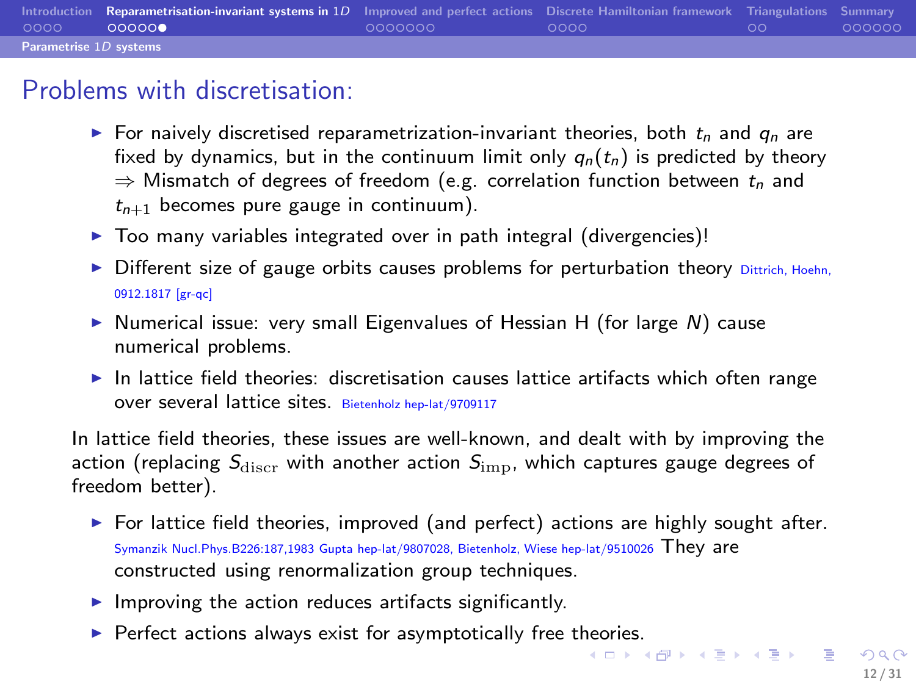## Problems with discretisation:

- For naively discretised reparametrization-invariant theories, both $t_n$ and $q_n$ are fixed by dynamics, but in the continuum limit only $q_n(t_n)$ is predicted by theory $\Rightarrow$ Mismatch of degrees of freedom (e.g. correlation function between $t_n$ and $t_{n+1}$ becomes pure gauge in continuum).
- Too many variables integrated over in path integral (divergencies)!
- Different size of gauge orbits causes problems for perturbation theory Dittrich, Hoehn, 0912.1817 [gr-qc]
- Numerical issue: very small Eigenvalues of Hessian H (for large $N$) cause numerical problems.
- In lattice field theories: discretisation causes lattice artifacts which often range over several lattice sites. Bietenholz hep-lat/9709117

In lattice field theories, these issues are well-known, and dealt with by improving the action (replacing $S_{\mathrm{discr}}$ with another action $S_{\mathrm{imp}}$, which captures gauge degrees of freedom better).

- For lattice field theories, improved (and perfect) actions are highly sought after. Symanzik Nucl.Phys.B226:187,1983 Gupta hep-lat/9807028, Bietenholz, Wiese hep-lat/9510026 They are constructed using renormalization group techniques.
- Improving the action reduces artifacts significantly.
- Perfect actions always exist for asymptotically free theories.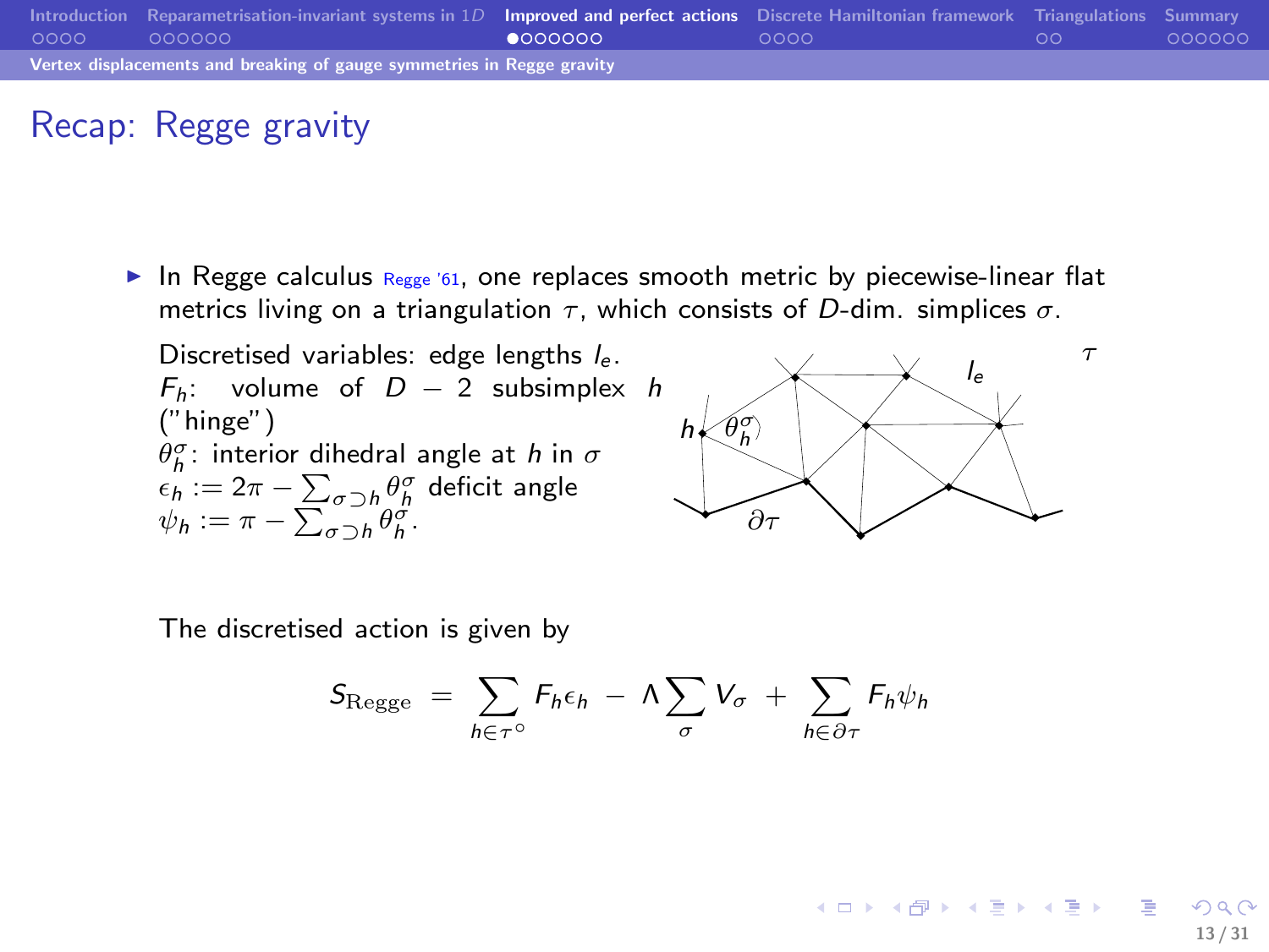## Recap: Regge gravity

- In Regge calculus Regge '61, one replaces smooth metric by piecewise-linear flat metrics living on a triangulation $\tau$, which consists of $D$-dim. simplices $\sigma$.

Discretised variables: edge lengths $l_e$.
$F_h$: volume of $D-2$ subsimplex $h$ ("hinge")
$\theta_h^\sigma$: interior dihedral angle at $h$ in $\sigma$
$\epsilon_h := 2\pi - \sum_{\sigma \supset h} \theta_h^\sigma$ deficit angle
$\psi_h := \pi - \sum_{\sigma \supset h} \theta_h^\sigma$.

The discretised action is given by

$$S_{\text{Regge}} = \sum_{h \in \tau^\circ} F_h \epsilon_h - \Lambda \sum_\sigma V_\sigma + \sum_{h \in \partial\tau} F_h \psi_h$$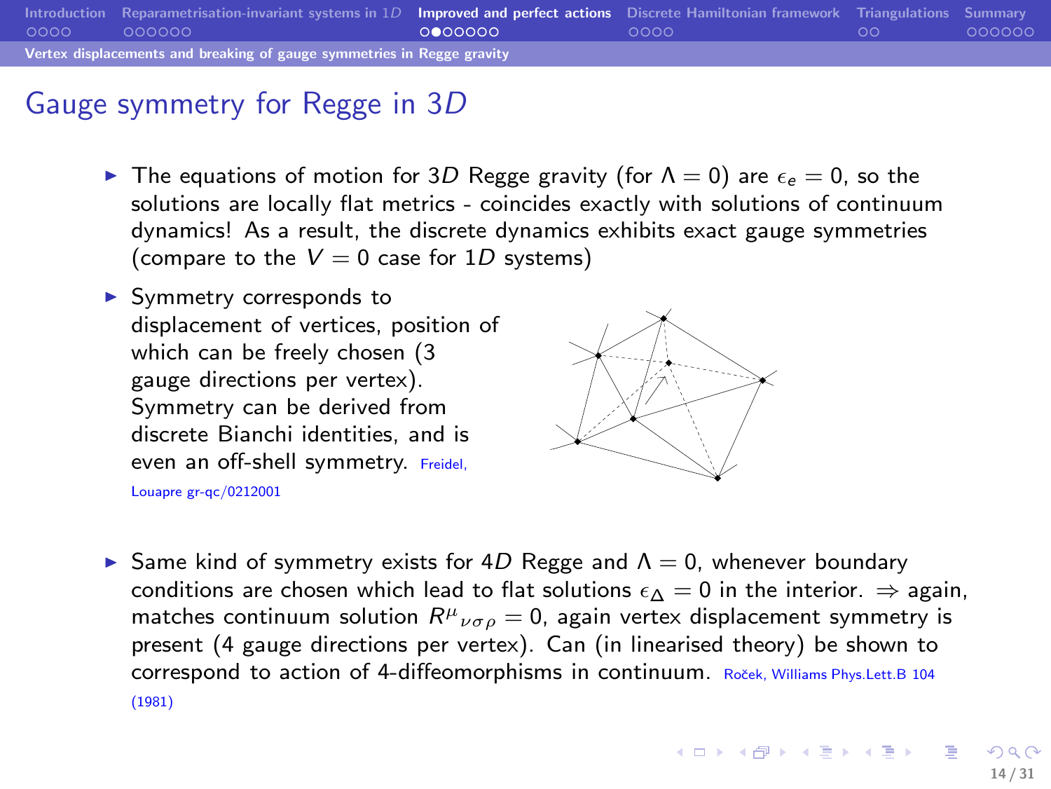# Gauge symmetry for Regge in 3$D$

- The equations of motion for 3$D$ Regge gravity (for $\Lambda = 0$) are $\epsilon_e = 0$, so the solutions are locally flat metrics - coincides exactly with solutions of continuum dynamics! As a result, the discrete dynamics exhibits exact gauge symmetries (compare to the $V = 0$ case for 1$D$ systems)
- Symmetry corresponds to displacement of vertices, position of which can be freely chosen (3 gauge directions per vertex). Symmetry can be derived from discrete Bianchi identities, and is even an off-shell symmetry. Freidel, Louapre gr-qc/0212001
- Same kind of symmetry exists for 4$D$ Regge and $\Lambda = 0$, whenever boundary conditions are chosen which lead to flat solutions $\epsilon_\Delta = 0$ in the interior. $\Rightarrow$ again, matches continuum solution $R^\mu{}_{\nu\sigma\rho} = 0$, again vertex displacement symmetry is present (4 gauge directions per vertex). Can (in linearised theory) be shown to correspond to action of 4-diffeomorphisms in continuum. Roček, Williams Phys.Lett.B 104 (1981)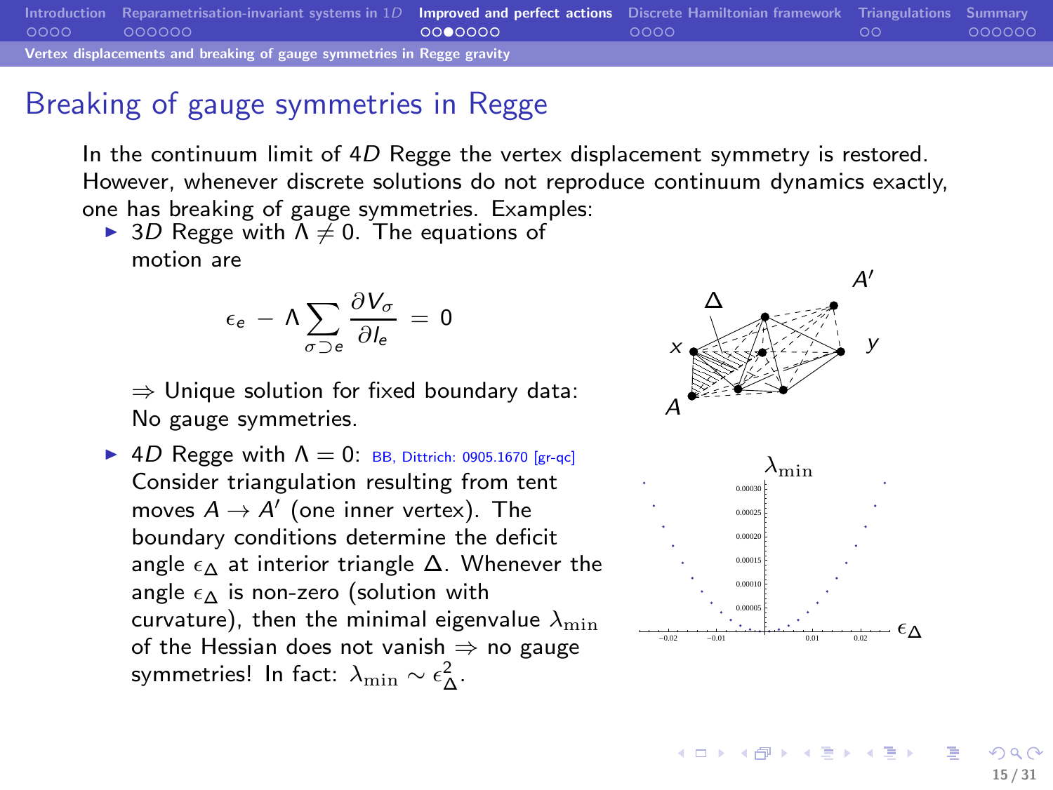# Breaking of gauge symmetries in Regge

In the continuum limit of $4D$ Regge the vertex displacement symmetry is restored. However, whenever discrete solutions do not reproduce continuum dynamics exactly, one has breaking of gauge symmetries. Examples:

- $3D$ Regge with $\Lambda \neq 0$. The equations of motion are

$$\epsilon_e - \Lambda \sum_{\sigma \supset e} \frac{\partial V_\sigma}{\partial l_e} = 0$$

  $\Rightarrow$ Unique solution for fixed boundary data: No gauge symmetries.

- $4D$ Regge with $\Lambda = 0$: BB, Dittrich: 0905.1670 [gr-qc]
  Consider triangulation resulting from tent moves $A \to A'$ (one inner vertex). The boundary conditions determine the deficit angle $\epsilon_\Delta$ at interior triangle $\Delta$. Whenever the angle $\epsilon_\Delta$ is non-zero (solution with curvature), then the minimal eigenvalue $\lambda_{\min}$ of the Hessian does not vanish $\Rightarrow$ no gauge symmetries! In fact: $\lambda_{\min} \sim \epsilon_\Delta^2$.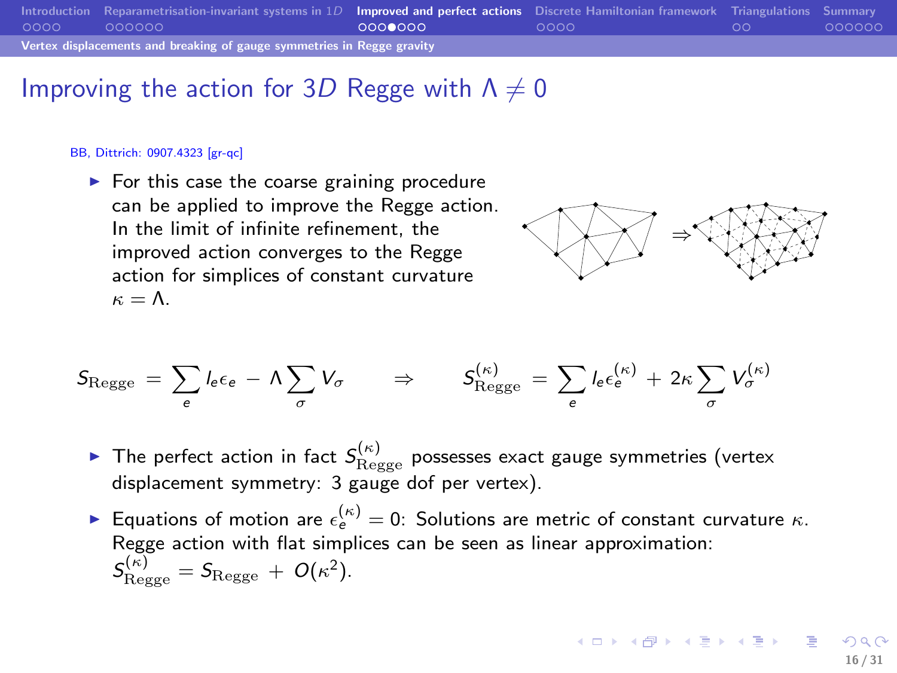# Improving the action for 3$D$ Regge with $\Lambda \neq 0$

BB, Dittrich: 0907.4323 [gr-qc]

- For this case the coarse graining procedure can be applied to improve the Regge action. In the limit of infinite refinement, the improved action converges to the Regge action for simplices of constant curvature $\kappa = \Lambda$.

$$S_{\mathrm{Regge}} = \sum_e l_e \epsilon_e - \Lambda \sum_\sigma V_\sigma \qquad \Rightarrow \qquad S^{(\kappa)}_{\mathrm{Regge}} = \sum_e l_e \epsilon_e^{(\kappa)} + 2\kappa \sum_\sigma V_\sigma^{(\kappa)}$$

- The perfect action in fact $S^{(\kappa)}_{\mathrm{Regge}}$ possesses exact gauge symmetries (vertex displacement symmetry: 3 gauge dof per vertex).
- Equations of motion are $\epsilon_e^{(\kappa)} = 0$: Solutions are metric of constant curvature $\kappa$. Regge action with flat simplices can be seen as linear approximation: $S^{(\kappa)}_{\mathrm{Regge}} = S_{\mathrm{Regge}} + O(\kappa^2)$.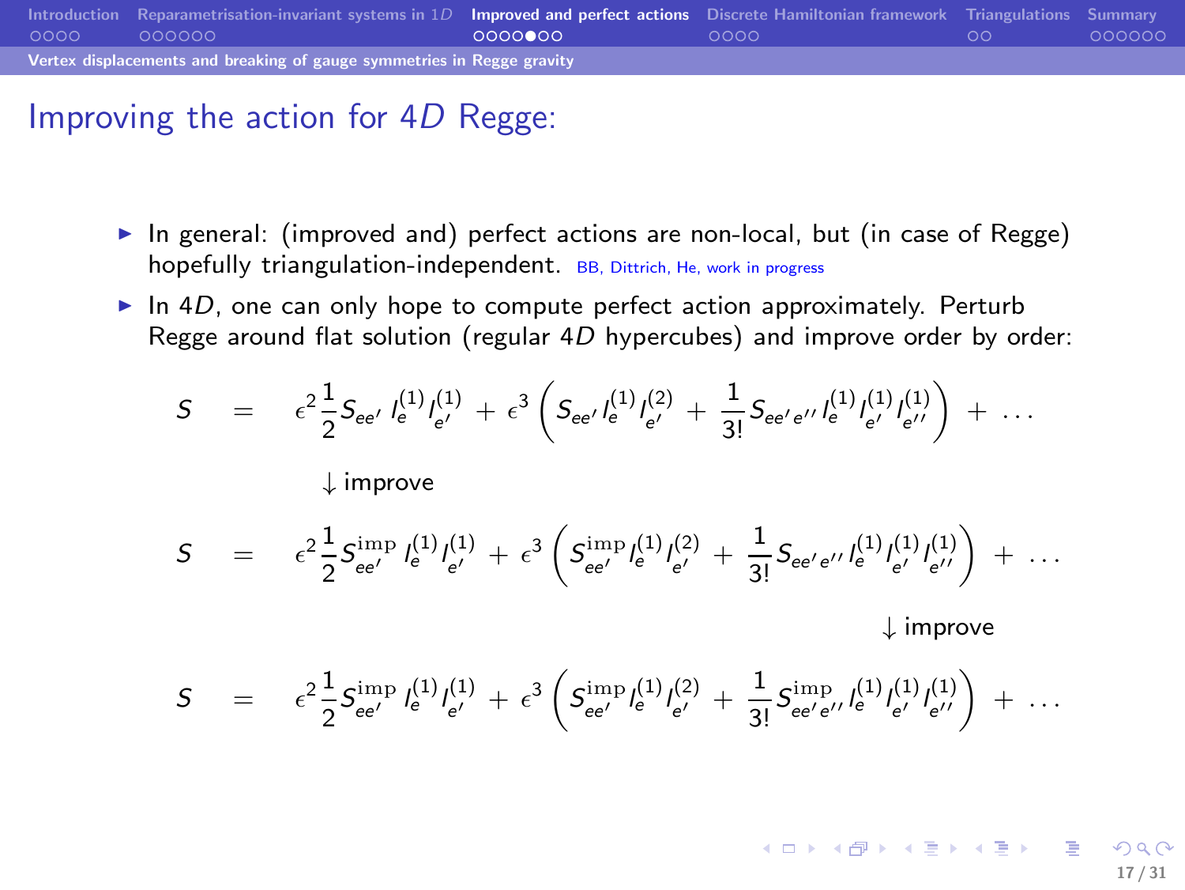# Improving the action for 4$D$ Regge:

- In general: (improved and) perfect actions are non-local, but (in case of Regge) hopefully triangulation-independent. BB, Dittrich, He, work in progress
- In 4$D$, one can only hope to compute perfect action approximately. Perturb Regge around flat solution (regular 4$D$ hypercubes) and improve order by order:

$$S = \epsilon^2 \frac{1}{2} S_{ee'} \, l_e^{(1)} l_{e'}^{(1)} + \epsilon^3 \left( S_{ee'} \, l_e^{(1)} l_{e'}^{(2)} + \frac{1}{3!} S_{ee'e''} \, l_e^{(1)} l_{e'}^{(1)} l_{e''}^{(1)} \right) + \ldots$$

$\downarrow$ improve

$$S = \epsilon^2 \frac{1}{2} S^{\mathrm{imp}}_{ee'} \, l_e^{(1)} l_{e'}^{(1)} + \epsilon^3 \left( S^{\mathrm{imp}}_{ee'} \, l_e^{(1)} l_{e'}^{(2)} + \frac{1}{3!} S_{ee'e''} \, l_e^{(1)} l_{e'}^{(1)} l_{e''}^{(1)} \right) + \ldots$$

$\downarrow$ improve

$$S = \epsilon^2 \frac{1}{2} S^{\mathrm{imp}}_{ee'} \, l_e^{(1)} l_{e'}^{(1)} + \epsilon^3 \left( S^{\mathrm{imp}}_{ee'} \, l_e^{(1)} l_{e'}^{(2)} + \frac{1}{3!} S^{\mathrm{imp}}_{ee'e''} \, l_e^{(1)} l_{e'}^{(1)} l_{e''}^{(1)} \right) + \ldots$$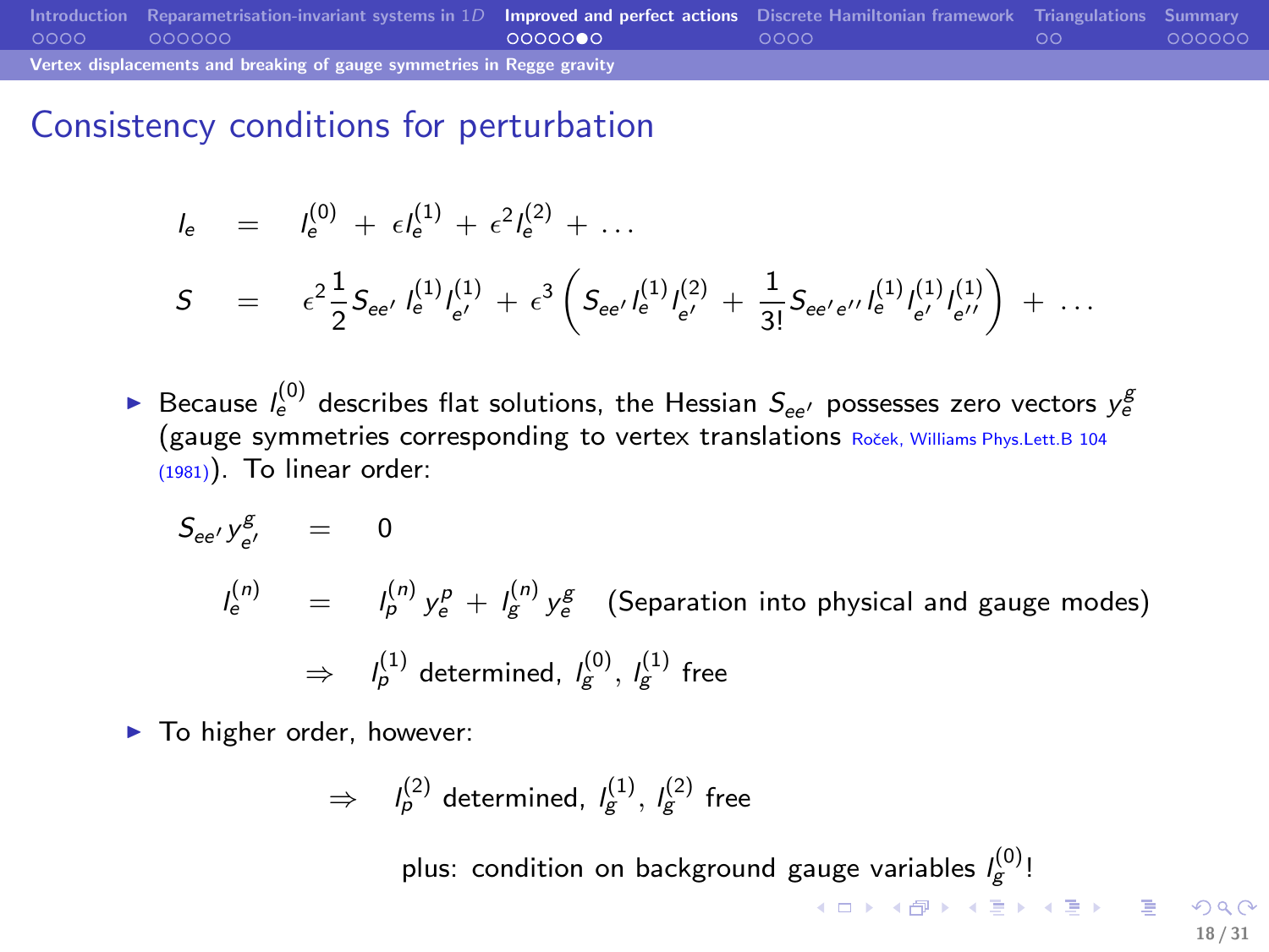# Consistency conditions for perturbation

$$
\begin{aligned}
l_e &= l_e^{(0)} + \epsilon l_e^{(1)} + \epsilon^2 l_e^{(2)} + \dots \\
S &= \epsilon^2 \frac{1}{2} S_{ee'}\, l_e^{(1)} l_{e'}^{(1)} + \epsilon^3 \left( S_{ee'}\, l_e^{(1)} l_{e'}^{(2)} + \frac{1}{3!} S_{ee'e''}\, l_e^{(1)} l_{e'}^{(1)} l_{e''}^{(1)} \right) + \dots
\end{aligned}
$$

- Because $l_e^{(0)}$ describes flat solutions, the Hessian $S_{ee'}$ possesses zero vectors $y_e^g$ (gauge symmetries corresponding to vertex translations Roček, Williams Phys.Lett.B 104 (1981)). To linear order:

$$
\begin{aligned}
S_{ee'}\, y_{e'}^g &= 0 \\
l_e^{(n)} &= l_p^{(n)}\, y_e^p + l_g^{(n)}\, y_e^g \quad \text{(Separation into physical and gauge modes)} \\
&\Rightarrow \quad l_p^{(1)} \text{ determined, } l_g^{(0)},\ l_g^{(1)} \text{ free}
\end{aligned}
$$

- To higher order, however:

$$
\Rightarrow \quad l_p^{(2)} \text{ determined, } l_g^{(1)},\ l_g^{(2)} \text{ free}
$$

plus: condition on background gauge variables $l_g^{(0)}$!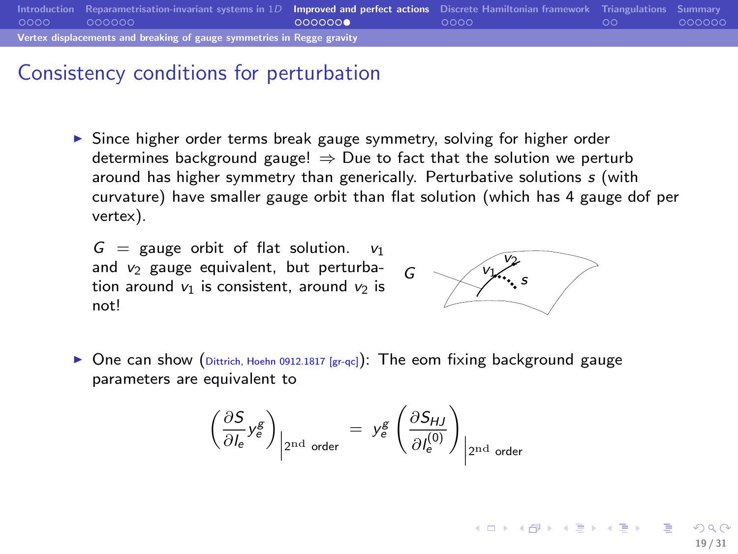# Consistency conditions for perturbation

- Since higher order terms break gauge symmetry, solving for higher order determines background gauge! $\Rightarrow$ Due to fact that the solution we perturb around has higher symmetry than generically. Perturbative solutions $s$ (with curvature) have smaller gauge orbit than flat solution (which has 4 gauge dof per vertex).

$G$ = gauge orbit of flat solution. $v_1$ and $v_2$ gauge equivalent, but perturbation around $v_1$ is consistent, around $v_2$ is not!

- One can show (Dittrich, Hoehn 0912.1817 [gr-qc]): The eom fixing background gauge parameters are equivalent to

$$\left(\frac{\partial S}{\partial l_e} y_e^g\right)\Big|_{2^{\text{nd}}\text{ order}} = y_e^g \left(\frac{\partial S_{HJ}}{\partial l_e^{(0)}}\right)\Big|_{2^{\text{nd}}\text{ order}}$$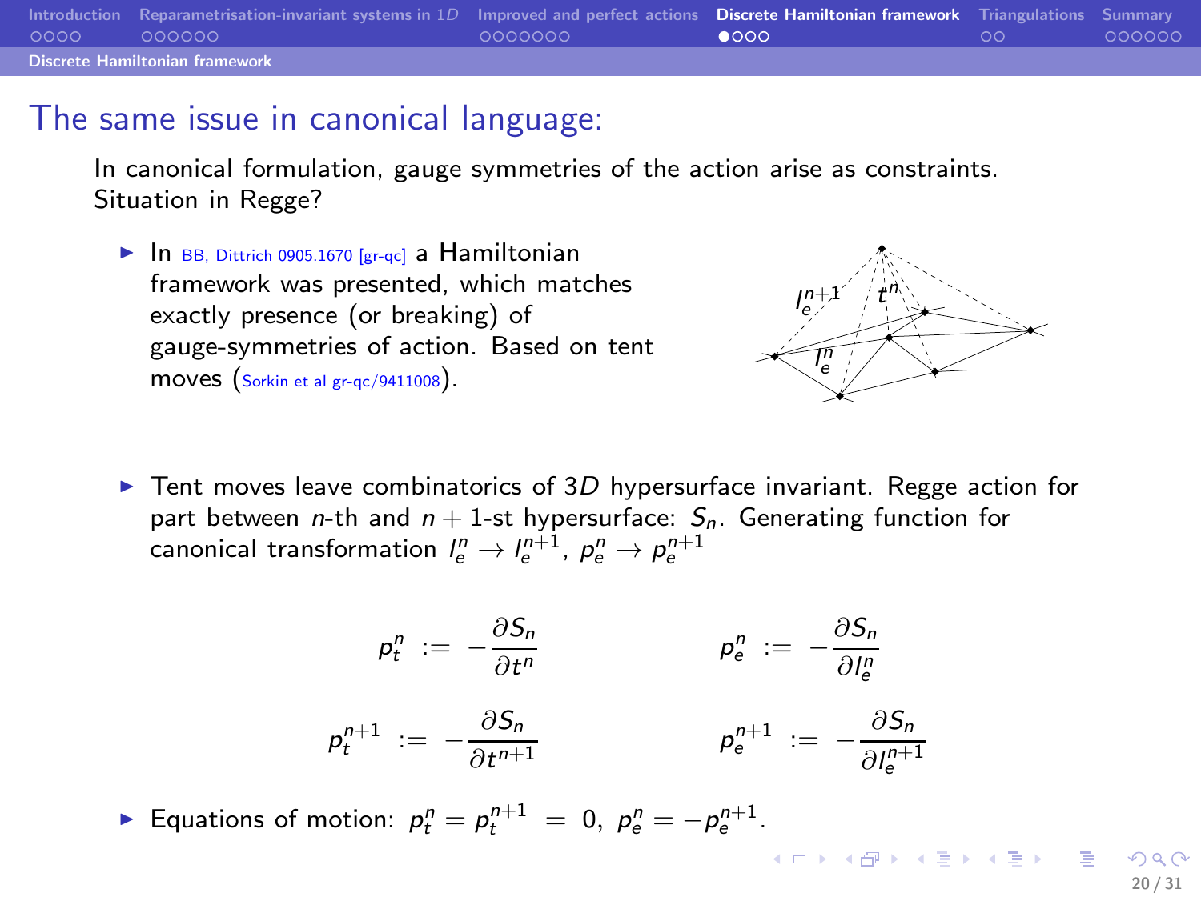## The same issue in canonical language:

In canonical formulation, gauge symmetries of the action arise as constraints. Situation in Regge?

- In BB, Dittrich 0905.1670 [gr-qc] a Hamiltonian framework was presented, which matches exactly presence (or breaking) of gauge-symmetries of action. Based on tent moves (Sorkin et al gr-qc/9411008).

- Tent moves leave combinatorics of $3D$ hypersurface invariant. Regge action for part between $n$-th and $n+1$-st hypersurface: $S_n$. Generating function for canonical transformation $l_e^n \to l_e^{n+1}$, $p_e^n \to p_e^{n+1}$

$$p_t^n := -\frac{\partial S_n}{\partial t^n} \qquad\qquad p_e^n := -\frac{\partial S_n}{\partial l_e^n}$$

$$p_t^{n+1} := -\frac{\partial S_n}{\partial t^{n+1}} \qquad\qquad p_e^{n+1} := -\frac{\partial S_n}{\partial l_e^{n+1}}$$

- Equations of motion: $p_t^n = p_t^{n+1} = 0$, $p_e^n = -p_e^{n+1}$.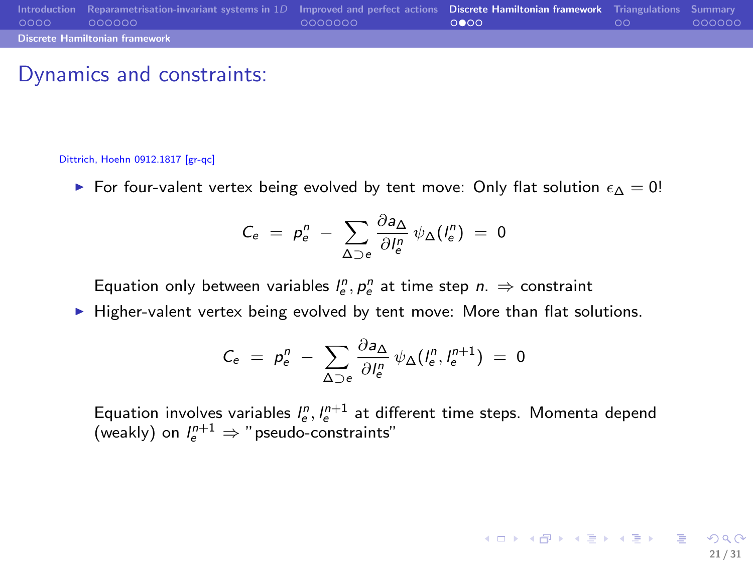## Dynamics and constraints:

Dittrich, Hoehn 0912.1817 [gr-qc]

- For four-valent vertex being evolved by tent move: Only flat solution $\epsilon_\Delta = 0$!

$$C_e \;=\; p_e^n \;-\; \sum_{\Delta \supset e} \frac{\partial a_\Delta}{\partial l_e^n}\, \psi_\Delta(l_e^n) \;=\; 0$$

  Equation only between variables $l_e^n, p_e^n$ at time step $n$. $\Rightarrow$ constraint

- Higher-valent vertex being evolved by tent move: More than flat solutions.

$$C_e \;=\; p_e^n \;-\; \sum_{\Delta \supset e} \frac{\partial a_\Delta}{\partial l_e^n}\, \psi_\Delta(l_e^n, l_e^{n+1}) \;=\; 0$$

  Equation involves variables $l_e^n, l_e^{n+1}$ at different time steps. Momenta depend (weakly) on $l_e^{n+1}$ $\Rightarrow$ "pseudo-constraints"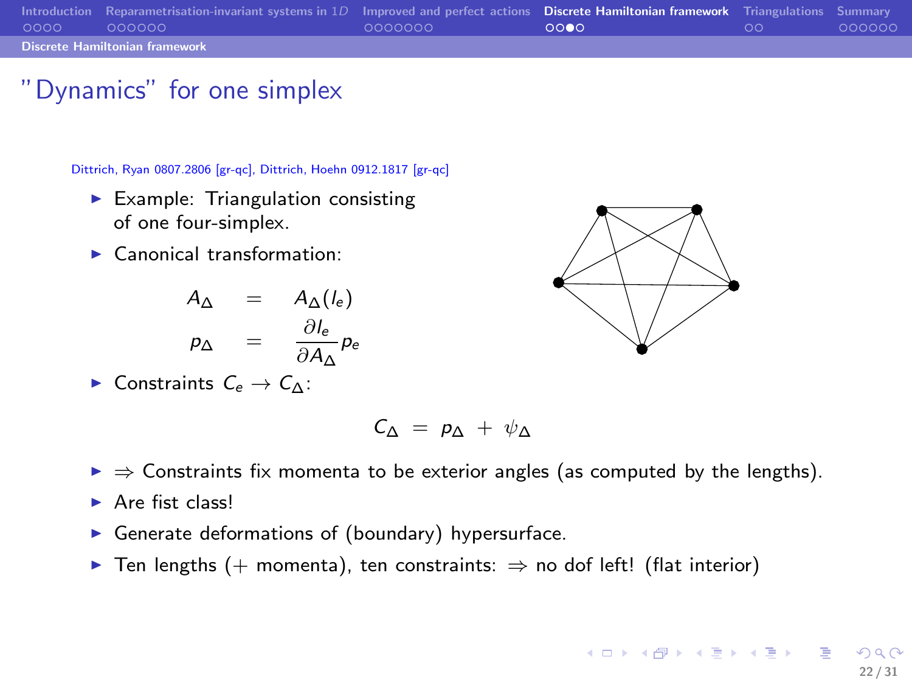# "Dynamics" for one simplex

Dittrich, Ryan 0807.2806 [gr-qc], Dittrich, Hoehn 0912.1817 [gr-qc]

- Example: Triangulation consisting of one four-simplex.
- Canonical transformation:

$$
\begin{aligned}
A_\Delta &= A_\Delta(l_e) \\
p_\Delta &= \frac{\partial l_e}{\partial A_\Delta} p_e
\end{aligned}
$$

- Constraints $C_e \to C_\Delta$:

$$C_\Delta = p_\Delta + \psi_\Delta$$

- $\Rightarrow$ Constraints fix momenta to be exterior angles (as computed by the lengths).
- Are fist class!
- Generate deformations of (boundary) hypersurface.
- Ten lengths (+ momenta), ten constraints: $\Rightarrow$ no dof left! (flat interior)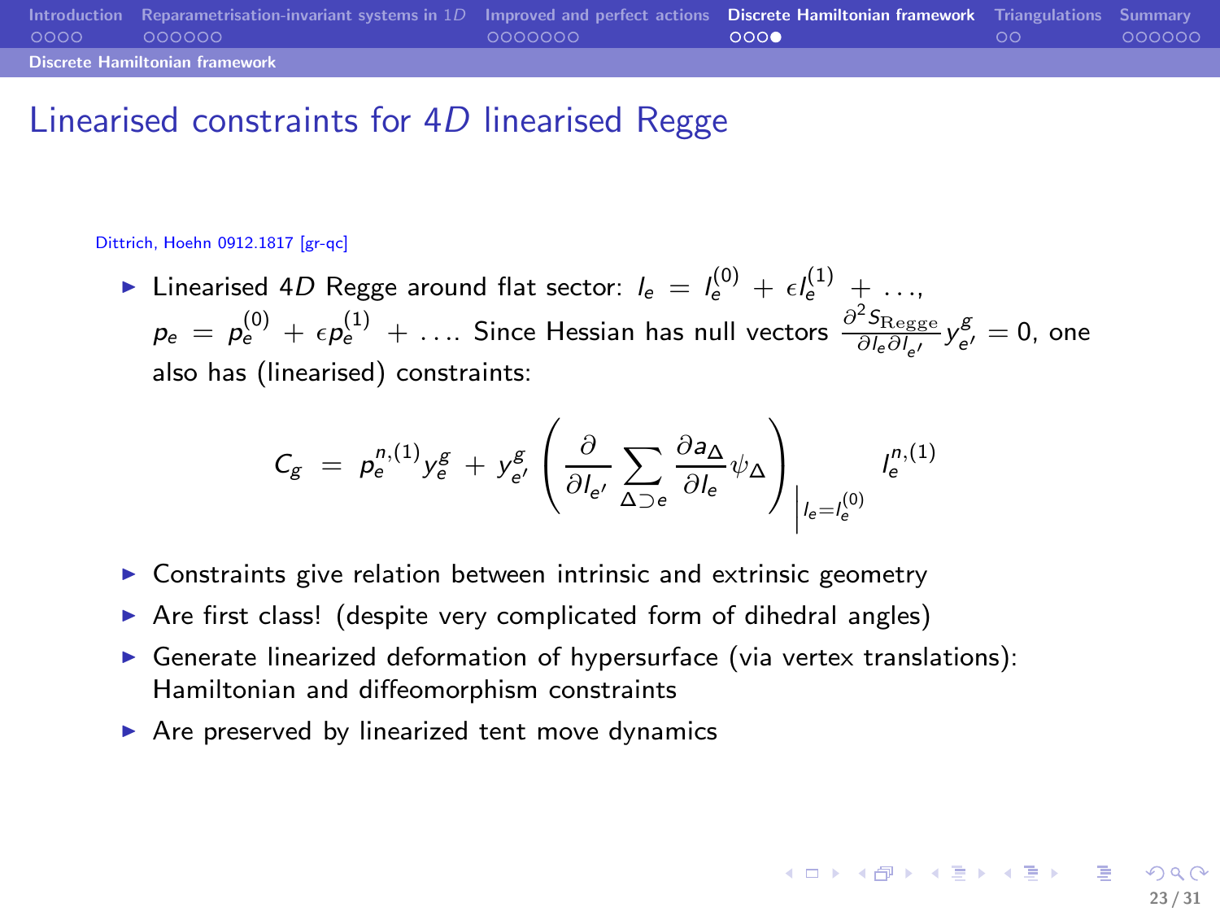## Linearised constraints for 4$D$ linearised Regge

Dittrich, Hoehn 0912.1817 [gr-qc]

- Linearised 4$D$ Regge around flat sector: $l_e = l_e^{(0)} + \epsilon l_e^{(1)} + \ldots$, $p_e = p_e^{(0)} + \epsilon p_e^{(1)} + \ldots$. Since Hessian has null vectors $\frac{\partial^2 S_{\mathrm{Regge}}}{\partial l_e \partial l_{e'}} y^g_{e'} = 0$, one also has (linearised) constraints:

$$C_g \;=\; p_e^{n,(1)} y_e^g \;+\; y^g_{e'} \left( \frac{\partial}{\partial l_{e'}} \sum_{\Delta \supset e} \frac{\partial a_\Delta}{\partial l_e} \psi_\Delta \right)\Bigg|_{l_e = l_e^{(0)}} l_e^{n,(1)}$$

- Constraints give relation between intrinsic and extrinsic geometry
- Are first class! (despite very complicated form of dihedral angles)
- Generate linearized deformation of hypersurface (via vertex translations): Hamiltonian and diffeomorphism constraints
- Are preserved by linearized tent move dynamics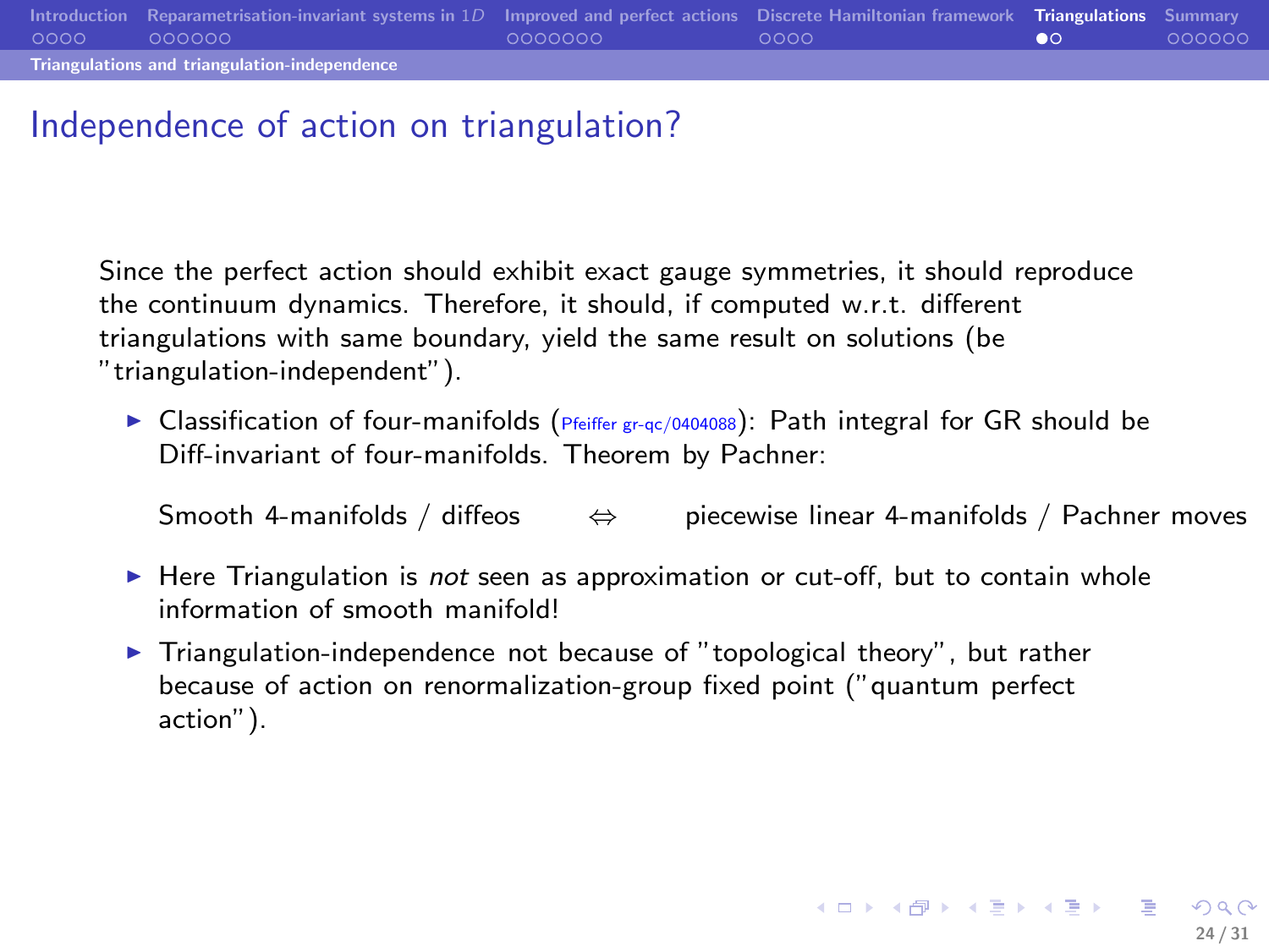# Independence of action on triangulation?

Since the perfect action should exhibit exact gauge symmetries, it should reproduce the continuum dynamics. Therefore, it should, if computed w.r.t. different triangulations with same boundary, yield the same result on solutions (be "triangulation-independent").

- Classification of four-manifolds (Pfeiffer gr-qc/0404088): Path integral for GR should be Diff-invariant of four-manifolds. Theorem by Pachner:

  Smooth 4-manifolds / diffeos $\Leftrightarrow$ piecewise linear 4-manifolds / Pachner moves

- Here Triangulation is *not* seen as approximation or cut-off, but to contain whole information of smooth manifold!
- Triangulation-independence not because of "topological theory", but rather because of action on renormalization-group fixed point ("quantum perfect action").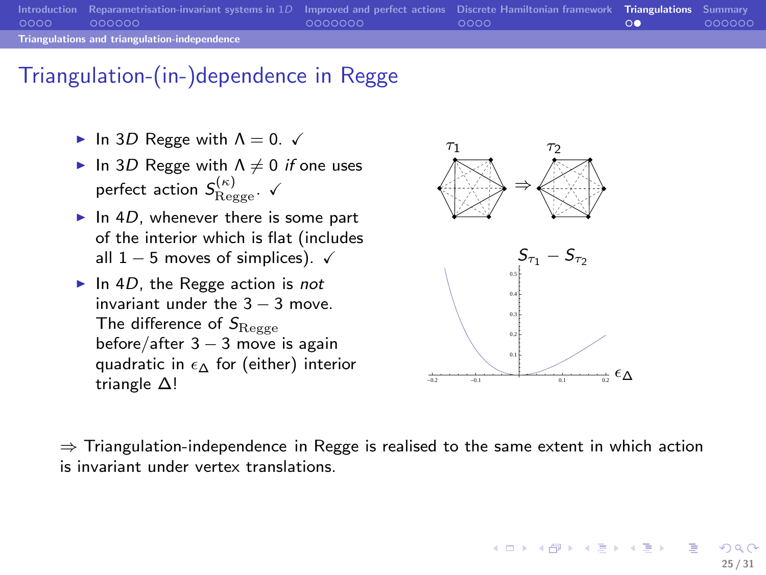# Triangulation-(in-)dependence in Regge

- In 3$D$ Regge with $\Lambda = 0$. ✓
- In 3$D$ Regge with $\Lambda \neq 0$ *if* one uses perfect action $S^{(\kappa)}_{\text{Regge}}$. ✓
- In 4$D$, whenever there is some part of the interior which is flat (includes all $1-5$ moves of simplices). ✓
- In 4$D$, the Regge action is *not* invariant under the $3-3$ move. The difference of $S_{\text{Regge}}$ before/after $3-3$ move is again quadratic in $\epsilon_\Delta$ for (either) interior triangle $\Delta$!

$\Rightarrow$ Triangulation-independence in Regge is realised to the same extent in which action is invariant under vertex translations.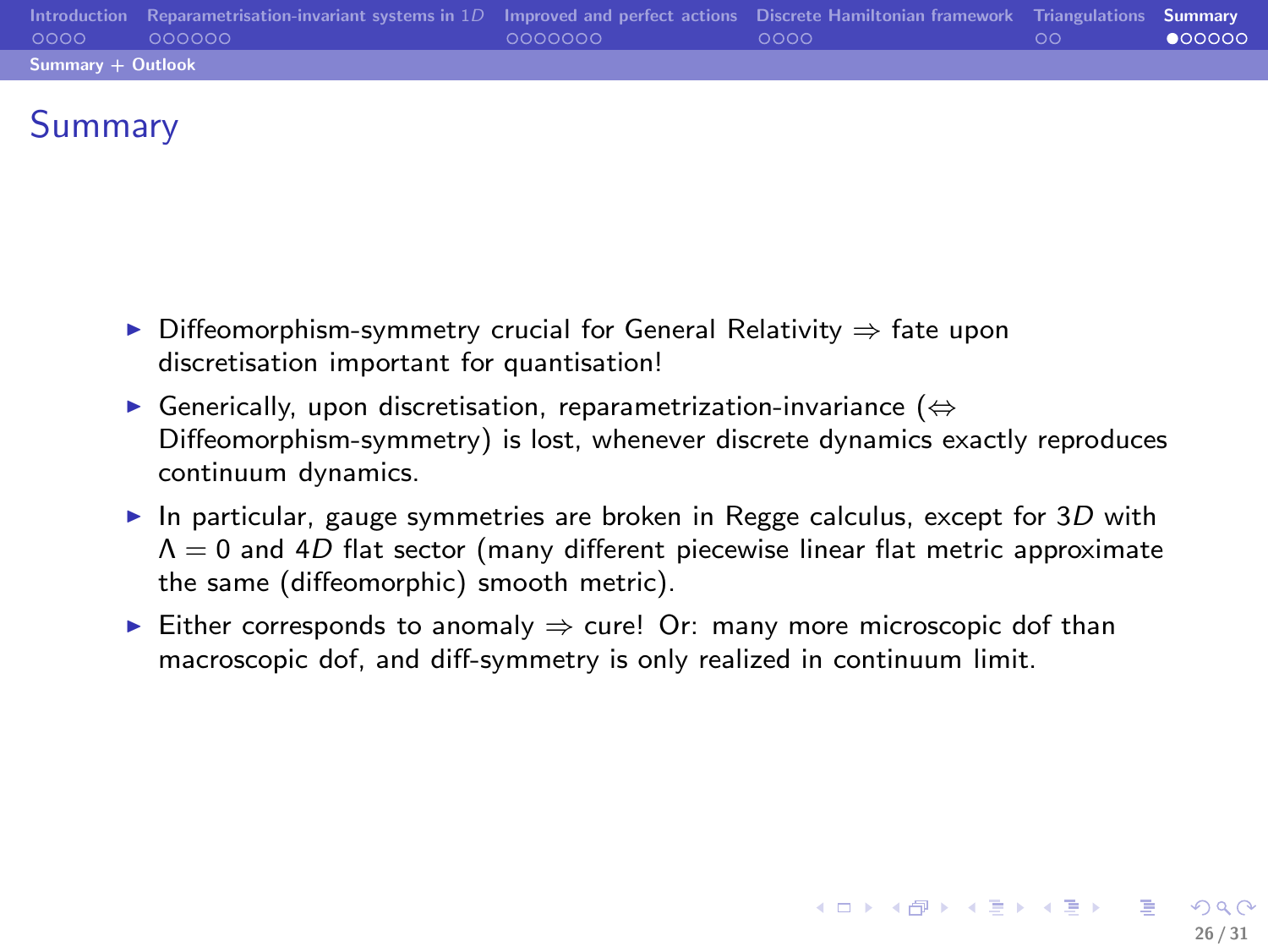# Summary

- Diffeomorphism-symmetry crucial for General Relativity $\Rightarrow$ fate upon discretisation important for quantisation!
- Generically, upon discretisation, reparametrization-invariance ($\Leftrightarrow$ Diffeomorphism-symmetry) is lost, whenever discrete dynamics exactly reproduces continuum dynamics.
- In particular, gauge symmetries are broken in Regge calculus, except for $3D$ with $\Lambda = 0$ and $4D$ flat sector (many different piecewise linear flat metric approximate the same (diffeomorphic) smooth metric).
- Either corresponds to anomaly $\Rightarrow$ cure! Or: many more microscopic dof than macroscopic dof, and diff-symmetry is only realized in continuum limit.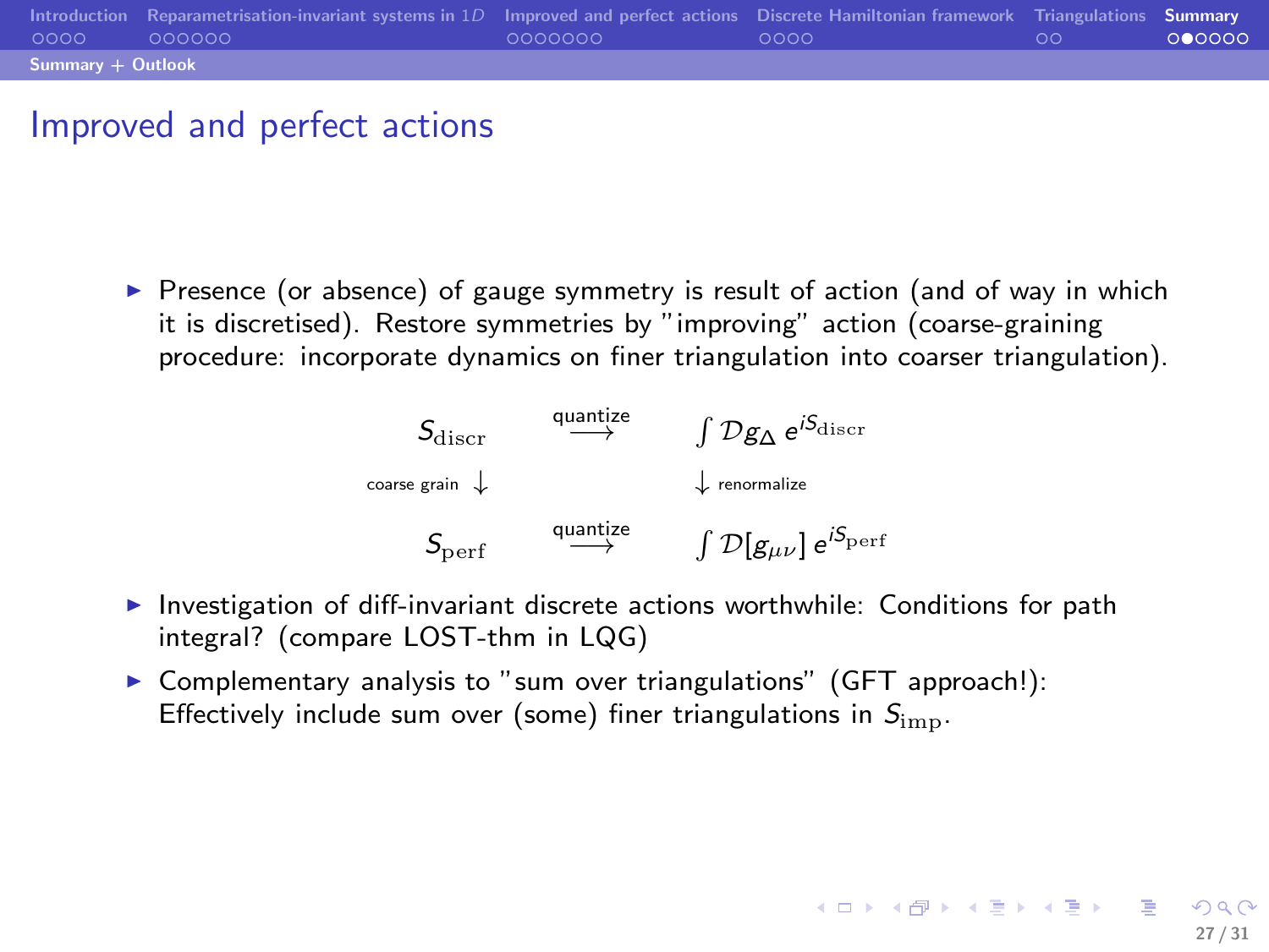# Improved and perfect actions

- Presence (or absence) of gauge symmetry is result of action (and of way in which it is discretised). Restore symmetries by "improving" action (coarse-graining procedure: incorporate dynamics on finer triangulation into coarser triangulation).

$$
\begin{array}{ccc}
S_{\mathrm{discr}} & \stackrel{\text{quantize}}{\longrightarrow} & \int \mathcal{D}g_{\Delta}\, e^{iS_{\mathrm{discr}}} \\
\text{coarse grain} \downarrow & & \downarrow \text{renormalize} \\
S_{\mathrm{perf}} & \stackrel{\text{quantize}}{\longrightarrow} & \int \mathcal{D}[g_{\mu\nu}]\, e^{iS_{\mathrm{perf}}}
\end{array}
$$

- Investigation of diff-invariant discrete actions worthwhile: Conditions for path integral? (compare LOST-thm in LQG)
- Complementary analysis to "sum over triangulations" (GFT approach!): Effectively include sum over (some) finer triangulations in $S_{\mathrm{imp}}$.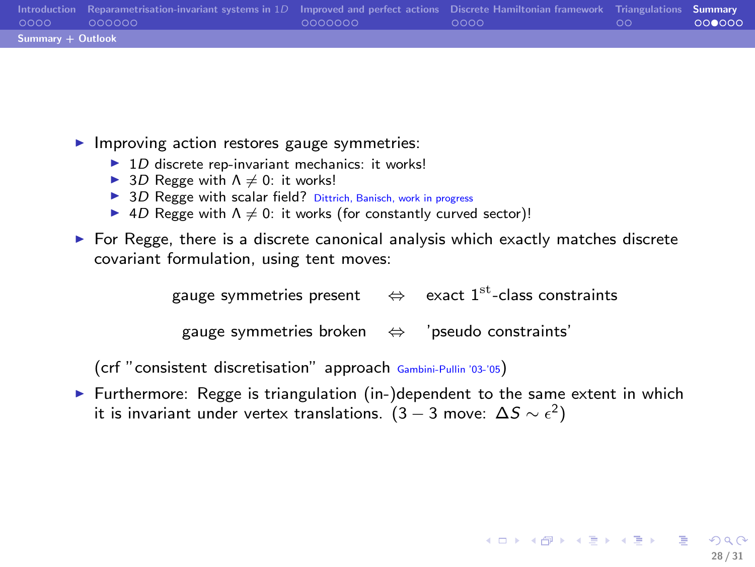## Summary + Outlook

- Improving action restores gauge symmetries:
  - $1D$ discrete rep-invariant mechanics: it works!
  - $3D$ Regge with $\Lambda \neq 0$: it works!
  - $3D$ Regge with scalar field? Dittrich, Banisch, work in progress
  - $4D$ Regge with $\Lambda \neq 0$: it works (for constantly curved sector)!
- For Regge, there is a discrete canonical analysis which exactly matches discrete covariant formulation, using tent moves:

  gauge symmetries present $\Leftrightarrow$ exact $1^{\text{st}}$-class constraints

  gauge symmetries broken $\Leftrightarrow$ 'pseudo constraints'

  (crf "consistent discretisation" approach Gambini-Pullin '03-'05)
- Furthermore: Regge is triangulation (in-)dependent to the same extent in which it is invariant under vertex translations. ($3-3$ move: $\Delta S \sim \epsilon^2$)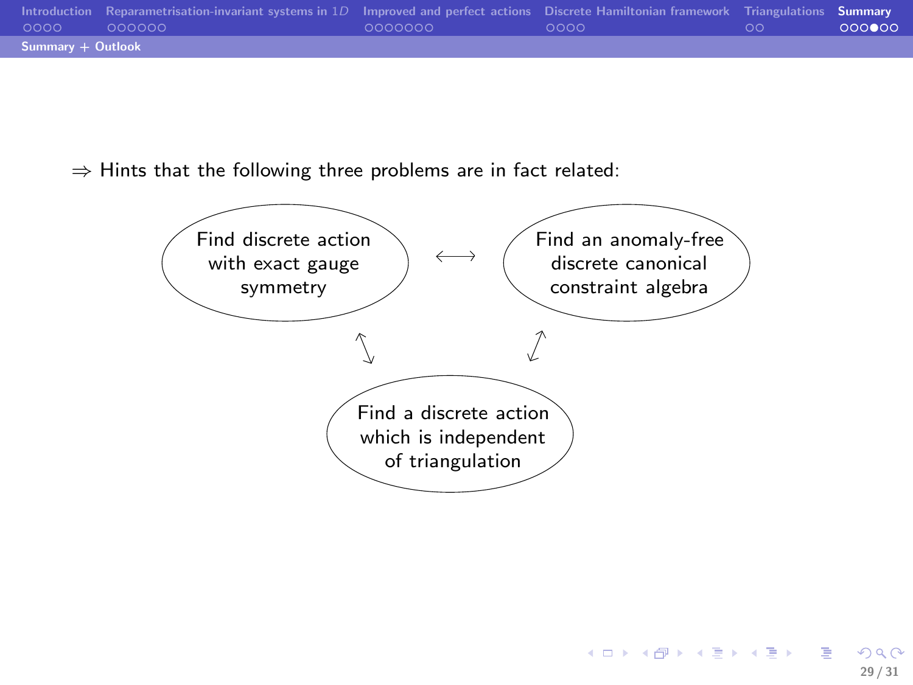## Summary + Outlook

$\Rightarrow$ Hints that the following three problems are in fact related:

- Find discrete action with exact gauge symmetry
- Find an anomaly-free discrete canonical constraint algebra
- Find a discrete action which is independent of triangulation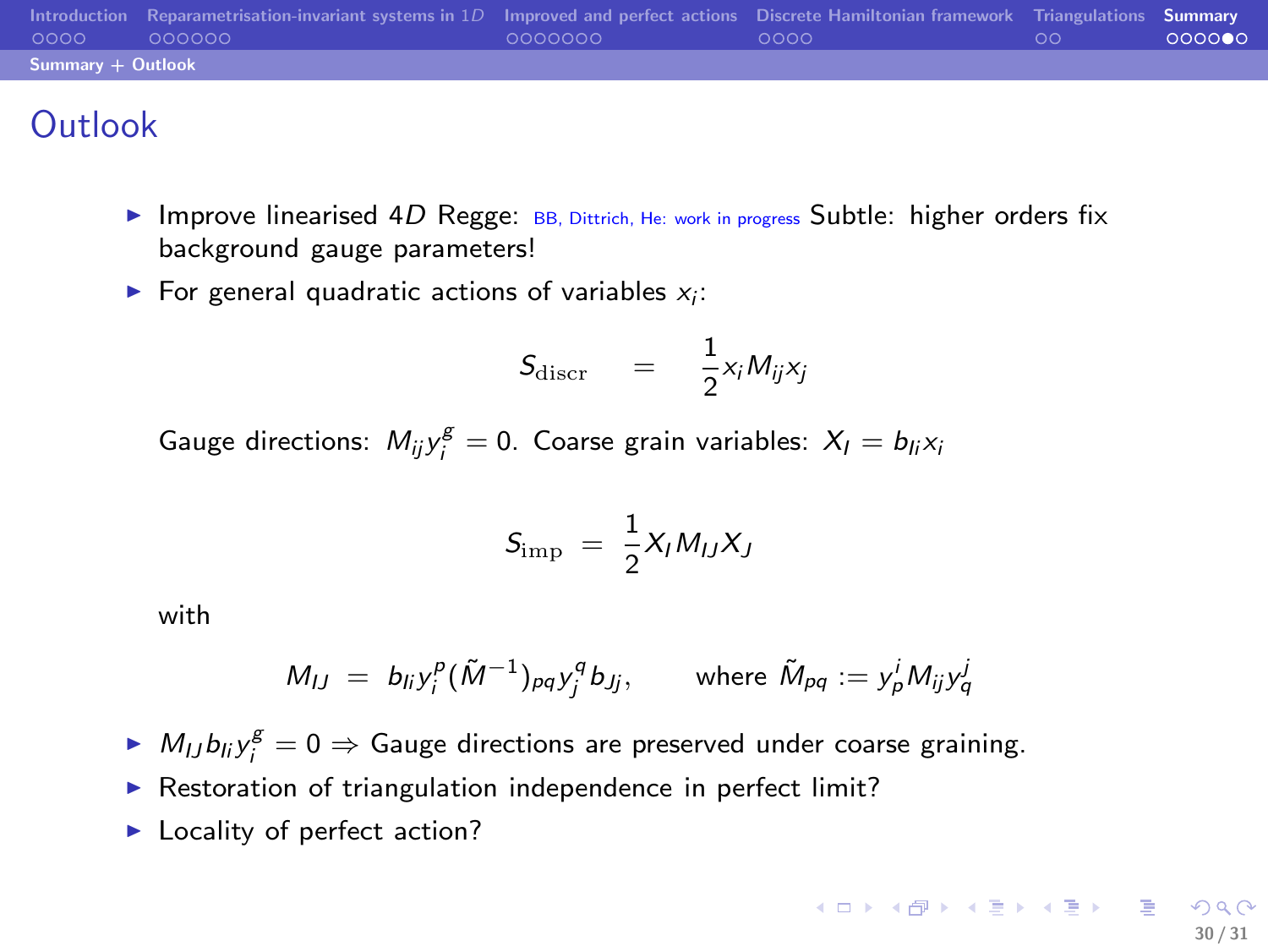# Outlook

- Improve linearised $4D$ Regge: BB, Dittrich, He: work in progress Subtle: higher orders fix background gauge parameters!
- For general quadratic actions of variables $x_i$:

$$S_{\rm discr} \quad = \quad \frac{1}{2} x_i M_{ij} x_j$$

Gauge directions: $M_{ij} y_i^g = 0$. Coarse grain variables: $X_I = b_{Ii} x_i$

$$S_{\rm imp} \; = \; \frac{1}{2} X_I M_{IJ} X_J$$

with

$$M_{IJ} \; = \; b_{Ii} y_i^p (\tilde{M}^{-1})_{pq} y_j^q b_{Jj}, \qquad \text{where } \tilde{M}_{pq} := y_p^i M_{ij} y_q^j$$

- $M_{IJ} b_{Ii} y_i^g = 0 \Rightarrow$ Gauge directions are preserved under coarse graining.
- Restoration of triangulation independence in perfect limit?
- Locality of perfect action?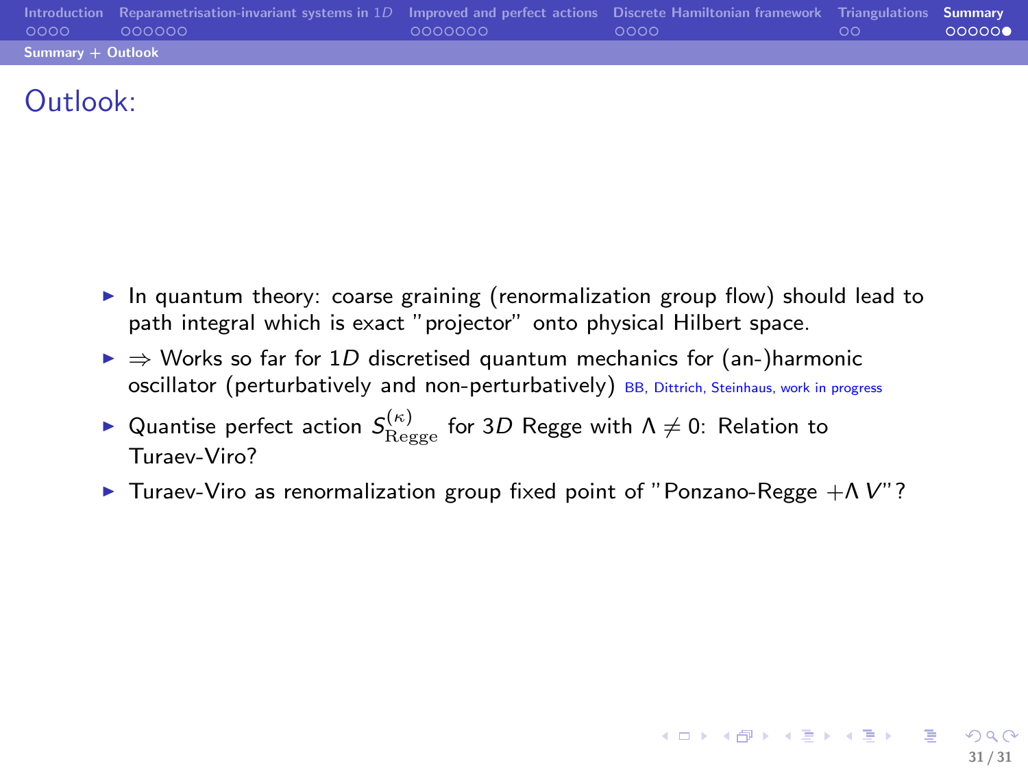## Outlook:

- In quantum theory: coarse graining (renormalization group flow) should lead to path integral which is exact "projector" onto physical Hilbert space.
- $\Rightarrow$ Works so far for $1D$ discretised quantum mechanics for (an-)harmonic oscillator (perturbatively and non-perturbatively) BB, Dittrich, Steinhaus, work in progress
- Quantise perfect action $S^{(\kappa)}_{\mathrm{Regge}}$ for $3D$ Regge with $\Lambda \neq 0$: Relation to Turaev-Viro?
- Turaev-Viro as renormalization group fixed point of "Ponzano-Regge $+\Lambda V$"?